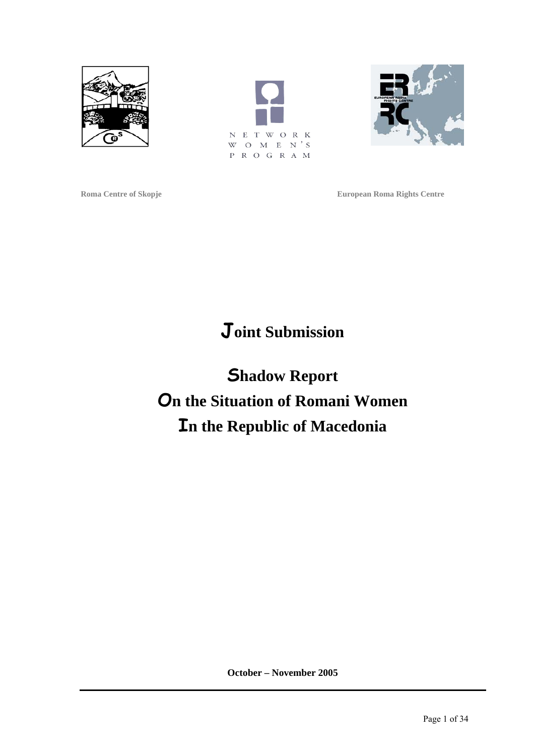NETWORK WOMEN'S PROGRAM

Roma Centre of Skopje

European Roma Rights Centre

# Joint Submission

# Shadow Report On the Situation of Romani Women In the Republic of Macedonia

**October – November 2005**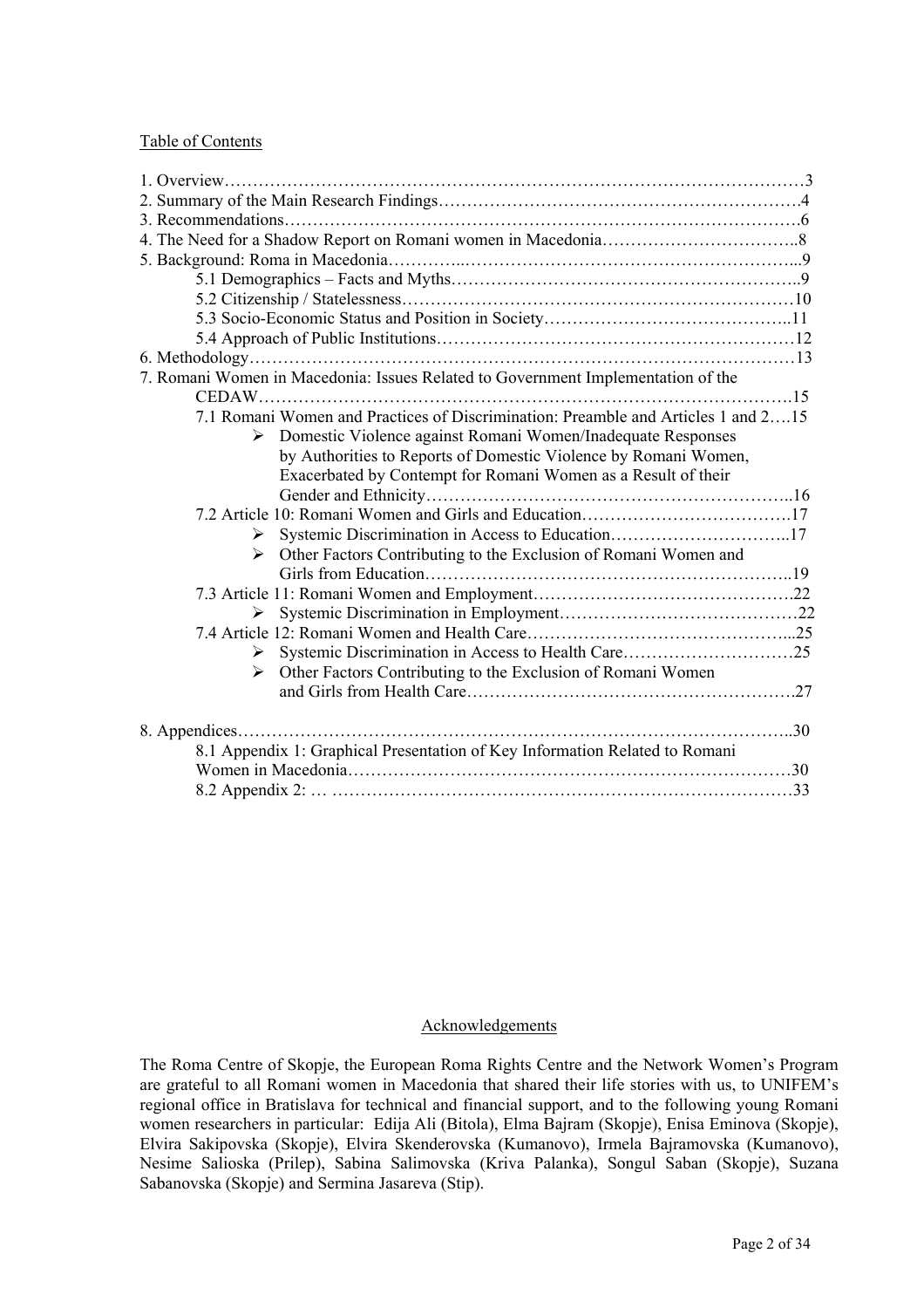Table of Contents

1. Overview…………………………………………………………………………………………3
2. Summary of the Main Research Findings……………………………………………………….4
3. Recommendations……………………………………………………………………………….6
4. The Need for a Shadow Report on Romani women in Macedonia……………………………..8
5. Background: Roma in Macedonia………..…………………………………………………...9
    - 5.1 Demographics – Facts and Myths……………………………………………………..9
    - 5.2 Citizenship / Statelessness……………………………………………………………10
    - 5.3 Socio-Economic Status and Position in Society……………………………………..11
    - 5.4 Approach of Public Institutions………………………………………………………12
6. Methodology……………………………………………………………………………………13
7. Romani Women in Macedonia: Issues Related to Government Implementation of the CEDAW……………………………………………………………………………………….15
    - 7.1 Romani Women and Practices of Discrimination: Preamble and Articles 1 and 2….15
        - ➢ Domestic Violence against Romani Women/Inadequate Responses by Authorities to Reports of Domestic Violence by Romani Women, Exacerbated by Contempt for Romani Women as a Result of their Gender and Ethnicity………………………………………………………..16
    - 7.2 Article 10: Romani Women and Girls and Education……………………………….17
        - ➢ Systemic Discrimination in Access to Education…………………………..17
        - ➢ Other Factors Contributing to the Exclusion of Romani Women and Girls from Education………………………………………………………..19
    - 7.3 Article 11: Romani Women and Employment……………………………………….22
        - ➢ Systemic Discrimination in Employment…………………………………….22
    - 7.4 Article 12: Romani Women and Health Care………………………………………...25
        - ➢ Systemic Discrimination in Access to Health Care…………………………25
        - ➢ Other Factors Contributing to the Exclusion of Romani Women and Girls from Health Care………………………………………………….27
8. Appendices……………………………………………………………………………………..30
    - 8.1 Appendix 1: Graphical Presentation of Key Information Related to Romani Women in Macedonia……………………………………………………………………30
    - 8.2 Appendix 2: … ……………………………………………………………………….33

## Acknowledgements

The Roma Centre of Skopje, the European Roma Rights Centre and the Network Women's Program are grateful to all Romani women in Macedonia that shared their life stories with us, to UNIFEM's regional office in Bratislava for technical and financial support, and to the following young Romani women researchers in particular: Edija Ali (Bitola), Elma Bajram (Skopje), Enisa Eminova (Skopje), Elvira Sakipovska (Skopje), Elvira Skenderovska (Kumanovo), Irmela Bajramovska (Kumanovo), Nesime Salioska (Prilep), Sabina Salimovska (Kriva Palanka), Songul Saban (Skopje), Suzana Sabanovska (Skopje) and Sermina Jasareva (Stip).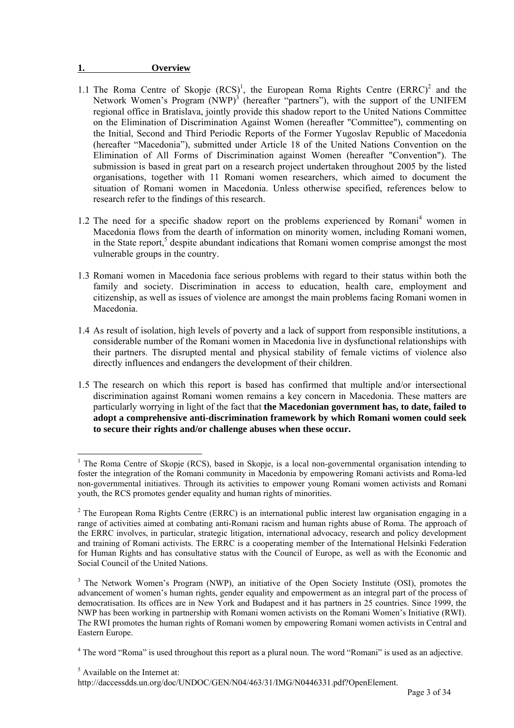## 1. Overview

1.1 The Roma Centre of Skopje (RCS)[1], the European Roma Rights Centre (ERRC)[2] and the Network Women's Program (NWP)[3] (hereafter "partners"), with the support of the UNIFEM regional office in Bratislava, jointly provide this shadow report to the United Nations Committee on the Elimination of Discrimination Against Women (hereafter "Committee"), commenting on the Initial, Second and Third Periodic Reports of the Former Yugoslav Republic of Macedonia (hereafter "Macedonia"), submitted under Article 18 of the United Nations Convention on the Elimination of All Forms of Discrimination against Women (hereafter "Convention"). The submission is based in great part on a research project undertaken throughout 2005 by the listed organisations, together with 11 Romani women researchers, which aimed to document the situation of Romani women in Macedonia. Unless otherwise specified, references below to research refer to the findings of this research.

1.2 The need for a specific shadow report on the problems experienced by Romani[4] women in Macedonia flows from the dearth of information on minority women, including Romani women, in the State report,[5] despite abundant indications that Romani women comprise amongst the most vulnerable groups in the country.

1.3 Romani women in Macedonia face serious problems with regard to their status within both the family and society. Discrimination in access to education, health care, employment and citizenship, as well as issues of violence are amongst the main problems facing Romani women in Macedonia.

1.4 As result of isolation, high levels of poverty and a lack of support from responsible institutions, a considerable number of the Romani women in Macedonia live in dysfunctional relationships with their partners. The disrupted mental and physical stability of female victims of violence also directly influences and endangers the development of their children.

1.5 The research on which this report is based has confirmed that multiple and/or intersectional discrimination against Romani women remains a key concern in Macedonia. These matters are particularly worrying in light of the fact that **the Macedonian government has, to date, failed to adopt a comprehensive anti-discrimination framework by which Romani women could seek to secure their rights and/or challenge abuses when these occur.**

---

[1] The Roma Centre of Skopje (RCS), based in Skopje, is a local non-governmental organisation intending to foster the integration of the Romani community in Macedonia by empowering Romani activists and Roma-led non-governmental initiatives. Through its activities to empower young Romani women activists and Romani youth, the RCS promotes gender equality and human rights of minorities.

[2] The European Roma Rights Centre (ERRC) is an international public interest law organisation engaging in a range of activities aimed at combating anti-Romani racism and human rights abuse of Roma. The approach of the ERRC involves, in particular, strategic litigation, international advocacy, research and policy development and training of Romani activists. The ERRC is a cooperating member of the International Helsinki Federation for Human Rights and has consultative status with the Council of Europe, as well as with the Economic and Social Council of the United Nations.

[3] The Network Women's Program (NWP), an initiative of the Open Society Institute (OSI), promotes the advancement of women's human rights, gender equality and empowerment as an integral part of the process of democratisation. Its offices are in New York and Budapest and it has partners in 25 countries. Since 1999, the NWP has been working in partnership with Romani women activists on the Romani Women's Initiative (RWI). The RWI promotes the human rights of Romani women by empowering Romani women activists in Central and Eastern Europe.

[4] The word "Roma" is used throughout this report as a plural noun. The word "Romani" is used as an adjective.

[5] Available on the Internet at: http://daccessdds.un.org/doc/UNDOC/GEN/N04/463/31/IMG/N0446331.pdf?OpenElement.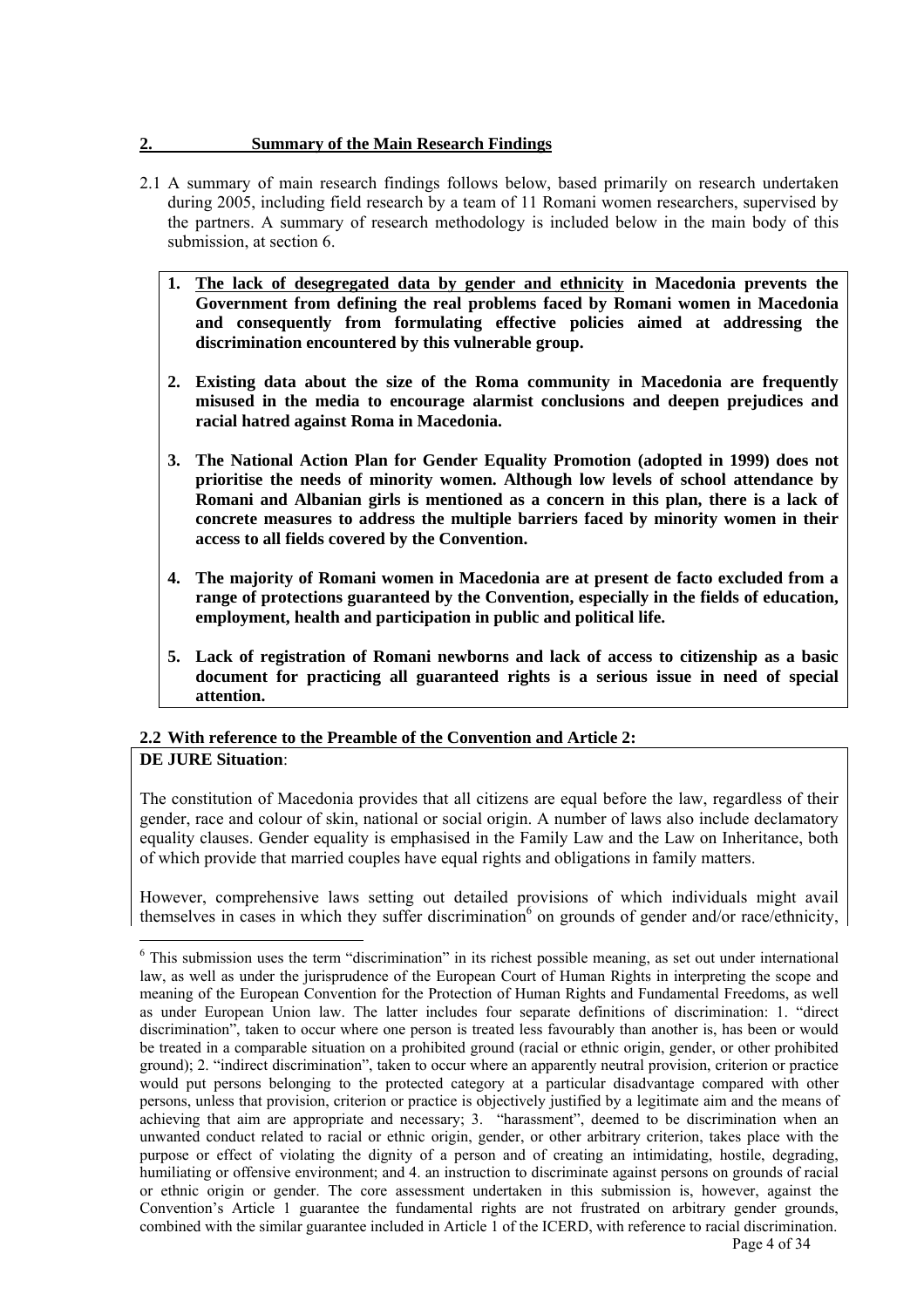## 2. Summary of the Main Research Findings

2.1 A summary of main research findings follows below, based primarily on research undertaken during 2005, including field research by a team of 11 Romani women researchers, supervised by the partners. A summary of research methodology is included below in the main body of this submission, at section 6.

1. **The lack of desegregated data by gender and ethnicity in Macedonia prevents the Government from defining the real problems faced by Romani women in Macedonia and consequently from formulating effective policies aimed at addressing the discrimination encountered by this vulnerable group.**

2. **Existing data about the size of the Roma community in Macedonia are frequently misused in the media to encourage alarmist conclusions and deepen prejudices and racial hatred against Roma in Macedonia.**

3. **The National Action Plan for Gender Equality Promotion (adopted in 1999) does not prioritise the needs of minority women. Although low levels of school attendance by Romani and Albanian girls is mentioned as a concern in this plan, there is a lack of concrete measures to address the multiple barriers faced by minority women in their access to all fields covered by the Convention.**

4. **The majority of Romani women in Macedonia are at present de facto excluded from a range of protections guaranteed by the Convention, especially in the fields of education, employment, health and participation in public and political life.**

5. **Lack of registration of Romani newborns and lack of access to citizenship as a basic document for practicing all guaranteed rights is a serious issue in need of special attention.**

### 2.2 With reference to the Preamble of the Convention and Article 2:

**DE JURE Situation**:

The constitution of Macedonia provides that all citizens are equal before the law, regardless of their gender, race and colour of skin, national or social origin. A number of laws also include declamatory equality clauses. Gender equality is emphasised in the Family Law and the Law on Inheritance, both of which provide that married couples have equal rights and obligations in family matters.

However, comprehensive laws setting out detailed provisions of which individuals might avail themselves in cases in which they suffer discrimination[6] on grounds of gender and/or race/ethnicity,

---

[6] This submission uses the term "discrimination" in its richest possible meaning, as set out under international law, as well as under the jurisprudence of the European Court of Human Rights in interpreting the scope and meaning of the European Convention for the Protection of Human Rights and Fundamental Freedoms, as well as under European Union law. The latter includes four separate definitions of discrimination: 1. "direct discrimination", taken to occur where one person is treated less favourably than another is, has been or would be treated in a comparable situation on a prohibited ground (racial or ethnic origin, gender, or other prohibited ground); 2. "indirect discrimination", taken to occur where an apparently neutral provision, criterion or practice would put persons belonging to the protected category at a particular disadvantage compared with other persons, unless that provision, criterion or practice is objectively justified by a legitimate aim and the means of achieving that aim are appropriate and necessary; 3. "harassment", deemed to be discrimination when an unwanted conduct related to racial or ethnic origin, gender, or other arbitrary criterion, takes place with the purpose or effect of violating the dignity of a person and of creating an intimidating, hostile, degrading, humiliating or offensive environment; and 4. an instruction to discriminate against persons on grounds of racial or ethnic origin or gender. The core assessment undertaken in this submission is, however, against the Convention's Article 1 guarantee the fundamental rights are not frustrated on arbitrary gender grounds, combined with the similar guarantee included in Article 1 of the ICERD, with reference to racial discrimination.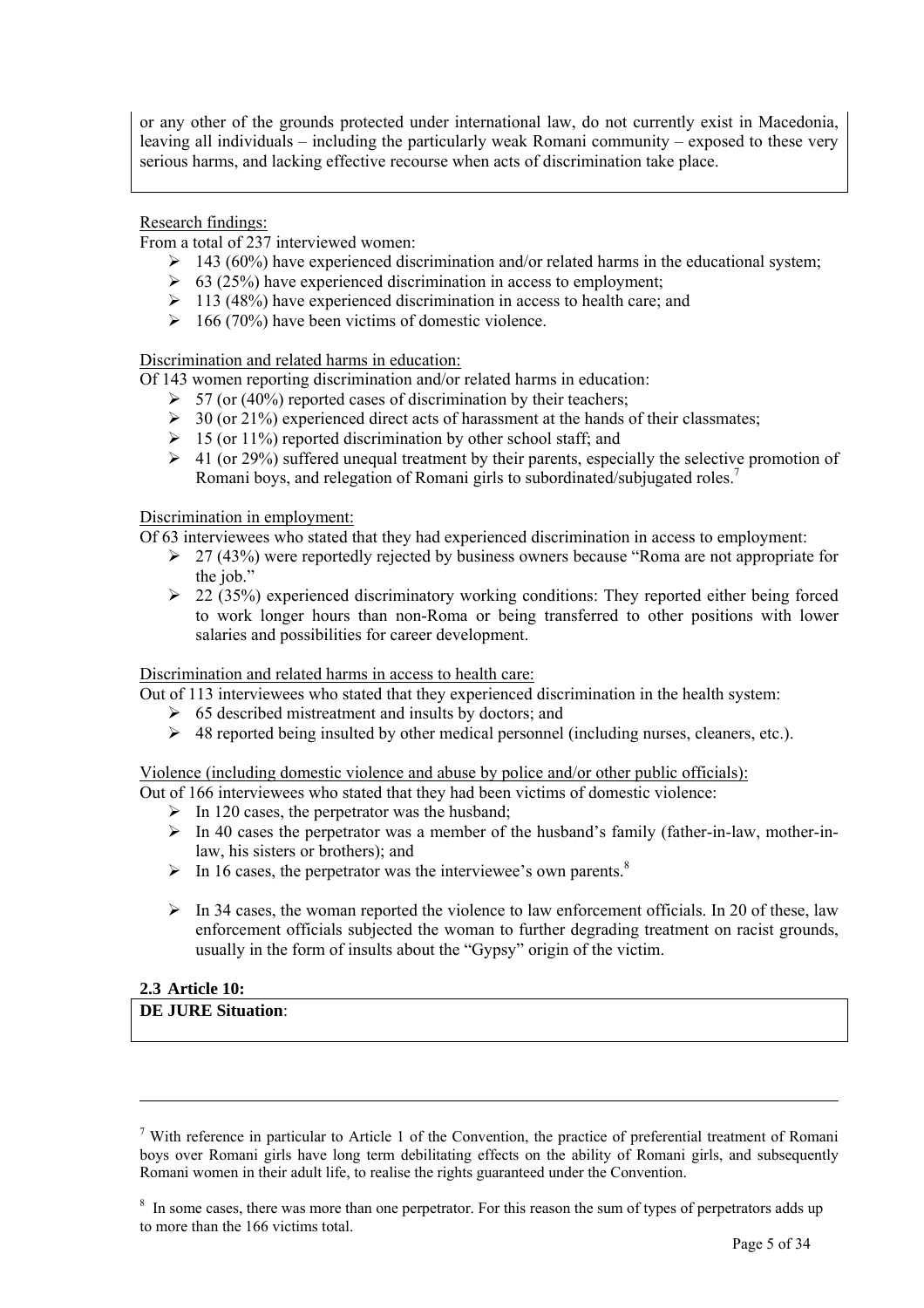or any other of the grounds protected under international law, do not currently exist in Macedonia, leaving all individuals – including the particularly weak Romani community – exposed to these very serious harms, and lacking effective recourse when acts of discrimination take place.

Research findings:

From a total of 237 interviewed women:

- 143 (60%) have experienced discrimination and/or related harms in the educational system;
- 63 (25%) have experienced discrimination in access to employment;
- 113 (48%) have experienced discrimination in access to health care; and
- 166 (70%) have been victims of domestic violence.

Discrimination and related harms in education:

Of 143 women reporting discrimination and/or related harms in education:

- 57 (or (40%) reported cases of discrimination by their teachers;
- 30 (or 21%) experienced direct acts of harassment at the hands of their classmates;
- 15 (or 11%) reported discrimination by other school staff; and
- 41 (or 29%) suffered unequal treatment by their parents, especially the selective promotion of Romani boys, and relegation of Romani girls to subordinated/subjugated roles.[7]

Discrimination in employment:

Of 63 interviewees who stated that they had experienced discrimination in access to employment:

- 27 (43%) were reportedly rejected by business owners because "Roma are not appropriate for the job."
- 22 (35%) experienced discriminatory working conditions: They reported either being forced to work longer hours than non-Roma or being transferred to other positions with lower salaries and possibilities for career development.

Discrimination and related harms in access to health care:

Out of 113 interviewees who stated that they experienced discrimination in the health system:

- 65 described mistreatment and insults by doctors; and
- 48 reported being insulted by other medical personnel (including nurses, cleaners, etc.).

Violence (including domestic violence and abuse by police and/or other public officials):

Out of 166 interviewees who stated that they had been victims of domestic violence:

- In 120 cases, the perpetrator was the husband;
- In 40 cases the perpetrator was a member of the husband's family (father-in-law, mother-in-law, his sisters or brothers); and
- In 16 cases, the perpetrator was the interviewee's own parents.[8]

- In 34 cases, the woman reported the violence to law enforcement officials. In 20 of these, law enforcement officials subjected the woman to further degrading treatment on racist grounds, usually in the form of insults about the "Gypsy" origin of the victim.

### 2.3 Article 10:

**DE JURE Situation**:

---

[7] With reference in particular to Article 1 of the Convention, the practice of preferential treatment of Romani boys over Romani girls have long term debilitating effects on the ability of Romani girls, and subsequently Romani women in their adult life, to realise the rights guaranteed under the Convention.

[8] In some cases, there was more than one perpetrator. For this reason the sum of types of perpetrators adds up to more than the 166 victims total.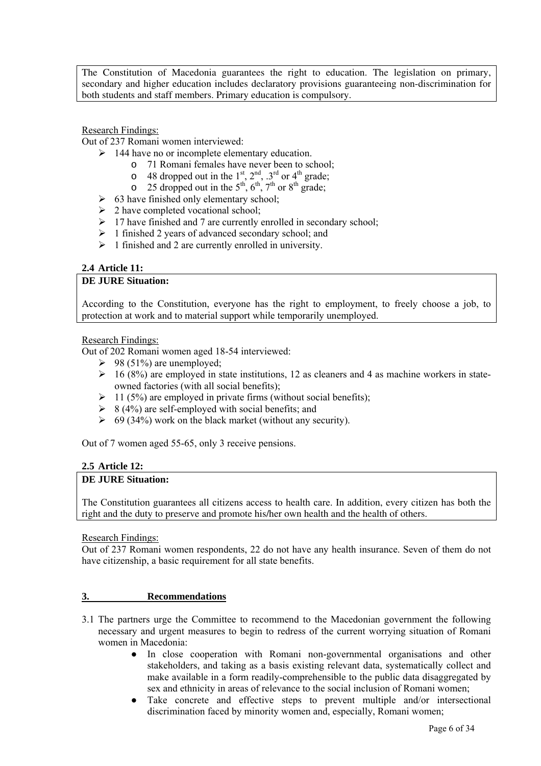The Constitution of Macedonia guarantees the right to education. The legislation on primary, secondary and higher education includes declaratory provisions guaranteeing non-discrimination for both students and staff members. Primary education is compulsory.

Research Findings:

Out of 237 Romani women interviewed:

- 144 have no or incomplete elementary education.
  - 71 Romani females have never been to school;
  - 48 dropped out in the 1st, 2nd, .3rd or 4th grade;
  - 25 dropped out in the 5th, 6th, 7th or 8th grade;
- 63 have finished only elementary school;
- 2 have completed vocational school;
- 17 have finished and 7 are currently enrolled in secondary school;
- 1 finished 2 years of advanced secondary school; and
- 1 finished and 2 are currently enrolled in university.

### 2.4 Article 11:

**DE JURE Situation:**

According to the Constitution, everyone has the right to employment, to freely choose a job, to protection at work and to material support while temporarily unemployed.

Research Findings:

Out of 202 Romani women aged 18-54 interviewed:

- 98 (51%) are unemployed;
- 16 (8%) are employed in state institutions, 12 as cleaners and 4 as machine workers in state-owned factories (with all social benefits);
- 11 (5%) are employed in private firms (without social benefits);
- 8 (4%) are self-employed with social benefits; and
- 69 (34%) work on the black market (without any security).

Out of 7 women aged 55-65, only 3 receive pensions.

### 2.5 Article 12:

**DE JURE Situation:**

The Constitution guarantees all citizens access to health care. In addition, every citizen has both the right and the duty to preserve and promote his/her own health and the health of others.

Research Findings:

Out of 237 Romani women respondents, 22 do not have any health insurance. Seven of them do not have citizenship, a basic requirement for all state benefits.

## 3. Recommendations

3.1 The partners urge the Committee to recommend to the Macedonian government the following necessary and urgent measures to begin to redress of the current worrying situation of Romani women in Macedonia:

- In close cooperation with Romani non-governmental organisations and other stakeholders, and taking as a basis existing relevant data, systematically collect and make available in a form readily-comprehensible to the public data disaggregated by sex and ethnicity in areas of relevance to the social inclusion of Romani women;
- Take concrete and effective steps to prevent multiple and/or intersectional discrimination faced by minority women and, especially, Romani women;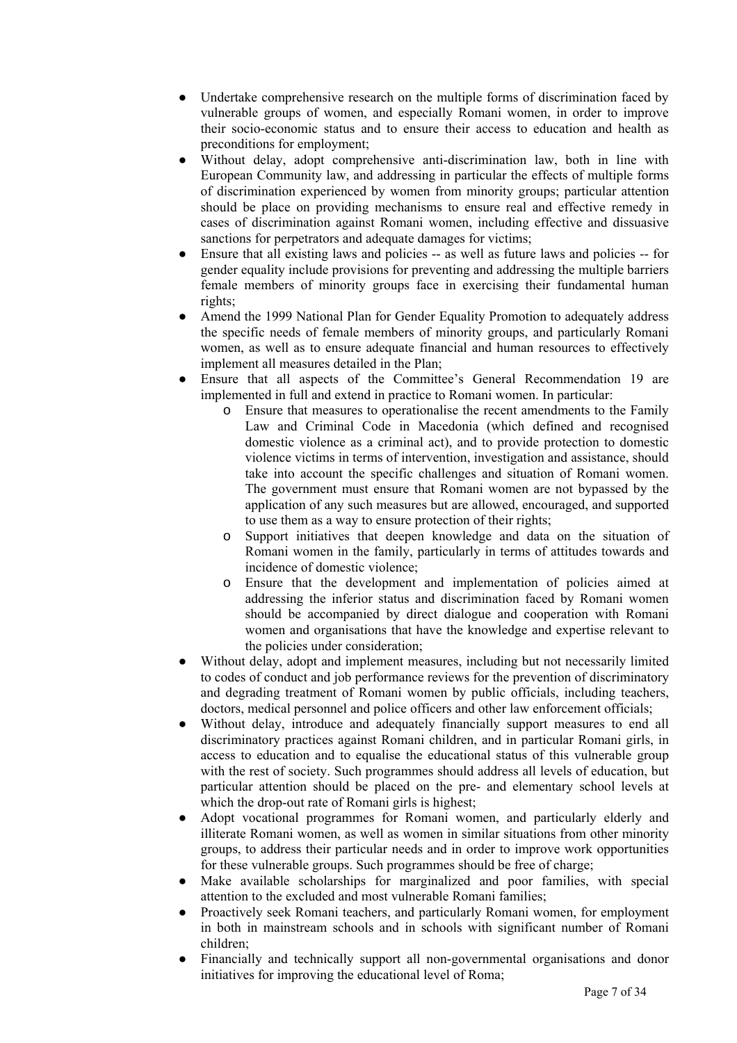- Undertake comprehensive research on the multiple forms of discrimination faced by vulnerable groups of women, and especially Romani women, in order to improve their socio-economic status and to ensure their access to education and health as preconditions for employment;
- Without delay, adopt comprehensive anti-discrimination law, both in line with European Community law, and addressing in particular the effects of multiple forms of discrimination experienced by women from minority groups; particular attention should be place on providing mechanisms to ensure real and effective remedy in cases of discrimination against Romani women, including effective and dissuasive sanctions for perpetrators and adequate damages for victims;
- Ensure that all existing laws and policies -- as well as future laws and policies -- for gender equality include provisions for preventing and addressing the multiple barriers female members of minority groups face in exercising their fundamental human rights;
- Amend the 1999 National Plan for Gender Equality Promotion to adequately address the specific needs of female members of minority groups, and particularly Romani women, as well as to ensure adequate financial and human resources to effectively implement all measures detailed in the Plan;
- Ensure that all aspects of the Committee's General Recommendation 19 are implemented in full and extend in practice to Romani women. In particular:
  - Ensure that measures to operationalise the recent amendments to the Family Law and Criminal Code in Macedonia (which defined and recognised domestic violence as a criminal act), and to provide protection to domestic violence victims in terms of intervention, investigation and assistance, should take into account the specific challenges and situation of Romani women. The government must ensure that Romani women are not bypassed by the application of any such measures but are allowed, encouraged, and supported to use them as a way to ensure protection of their rights;
  - Support initiatives that deepen knowledge and data on the situation of Romani women in the family, particularly in terms of attitudes towards and incidence of domestic violence;
  - Ensure that the development and implementation of policies aimed at addressing the inferior status and discrimination faced by Romani women should be accompanied by direct dialogue and cooperation with Romani women and organisations that have the knowledge and expertise relevant to the policies under consideration;
- Without delay, adopt and implement measures, including but not necessarily limited to codes of conduct and job performance reviews for the prevention of discriminatory and degrading treatment of Romani women by public officials, including teachers, doctors, medical personnel and police officers and other law enforcement officials;
- Without delay, introduce and adequately financially support measures to end all discriminatory practices against Romani children, and in particular Romani girls, in access to education and to equalise the educational status of this vulnerable group with the rest of society. Such programmes should address all levels of education, but particular attention should be placed on the pre- and elementary school levels at which the drop-out rate of Romani girls is highest;
- Adopt vocational programmes for Romani women, and particularly elderly and illiterate Romani women, as well as women in similar situations from other minority groups, to address their particular needs and in order to improve work opportunities for these vulnerable groups. Such programmes should be free of charge;
- Make available scholarships for marginalized and poor families, with special attention to the excluded and most vulnerable Romani families;
- Proactively seek Romani teachers, and particularly Romani women, for employment in both in mainstream schools and in schools with significant number of Romani children;
- Financially and technically support all non-governmental organisations and donor initiatives for improving the educational level of Roma;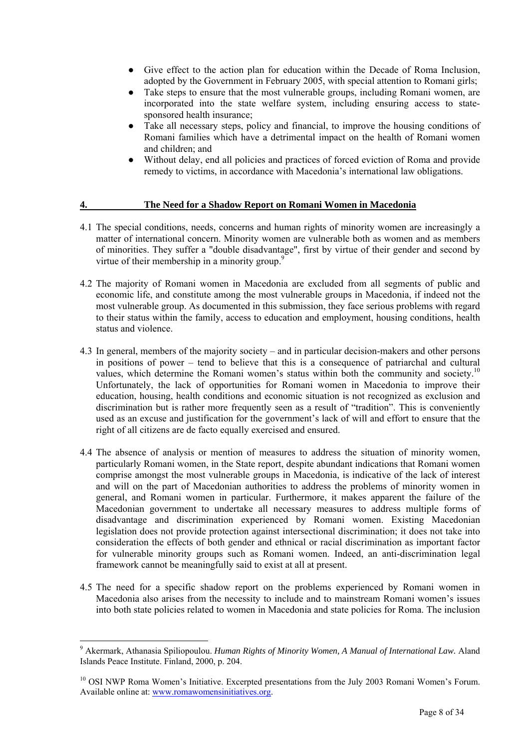- Give effect to the action plan for education within the Decade of Roma Inclusion, adopted by the Government in February 2005, with special attention to Romani girls;
- Take steps to ensure that the most vulnerable groups, including Romani women, are incorporated into the state welfare system, including ensuring access to state-sponsored health insurance;
- Take all necessary steps, policy and financial, to improve the housing conditions of Romani families which have a detrimental impact on the health of Romani women and children; and
- Without delay, end all policies and practices of forced eviction of Roma and provide remedy to victims, in accordance with Macedonia's international law obligations.

## 4. The Need for a Shadow Report on Romani Women in Macedonia

4.1 The special conditions, needs, concerns and human rights of minority women are increasingly a matter of international concern. Minority women are vulnerable both as women and as members of minorities. They suffer a "double disadvantage", first by virtue of their gender and second by virtue of their membership in a minority group.[9]

4.2 The majority of Romani women in Macedonia are excluded from all segments of public and economic life, and constitute among the most vulnerable groups in Macedonia, if indeed not the most vulnerable group. As documented in this submission, they face serious problems with regard to their status within the family, access to education and employment, housing conditions, health status and violence.

4.3 In general, members of the majority society – and in particular decision-makers and other persons in positions of power – tend to believe that this is a consequence of patriarchal and cultural values, which determine the Romani women's status within both the community and society.[10] Unfortunately, the lack of opportunities for Romani women in Macedonia to improve their education, housing, health conditions and economic situation is not recognized as exclusion and discrimination but is rather more frequently seen as a result of "tradition". This is conveniently used as an excuse and justification for the government's lack of will and effort to ensure that the right of all citizens are de facto equally exercised and ensured.

4.4 The absence of analysis or mention of measures to address the situation of minority women, particularly Romani women, in the State report, despite abundant indications that Romani women comprise amongst the most vulnerable groups in Macedonia, is indicative of the lack of interest and will on the part of Macedonian authorities to address the problems of minority women in general, and Romani women in particular. Furthermore, it makes apparent the failure of the Macedonian government to undertake all necessary measures to address multiple forms of disadvantage and discrimination experienced by Romani women. Existing Macedonian legislation does not provide protection against intersectional discrimination; it does not take into consideration the effects of both gender and ethnical or racial discrimination as important factor for vulnerable minority groups such as Romani women. Indeed, an anti-discrimination legal framework cannot be meaningfully said to exist at all at present.

4.5 The need for a specific shadow report on the problems experienced by Romani women in Macedonia also arises from the necessity to include and to mainstream Romani women's issues into both state policies related to women in Macedonia and state policies for Roma. The inclusion

---

[9] Akermark, Athanasia Spiliopoulou. *Human Rights of Minority Women, A Manual of International Law.* Aland Islands Peace Institute. Finland, 2000, p. 204.

[10] OSI NWP Roma Women's Initiative. Excerpted presentations from the July 2003 Romani Women's Forum. Available online at: www.romawomensinitiatives.org.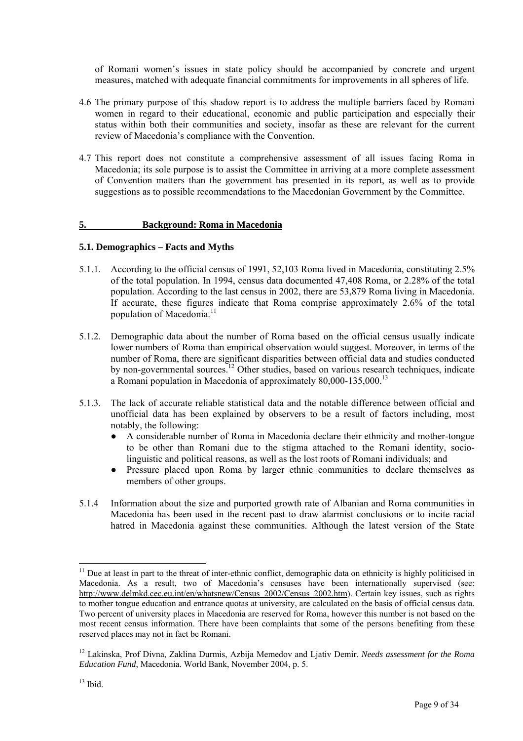of Romani women's issues in state policy should be accompanied by concrete and urgent measures, matched with adequate financial commitments for improvements in all spheres of life.

4.6 The primary purpose of this shadow report is to address the multiple barriers faced by Romani women in regard to their educational, economic and public participation and especially their status within both their communities and society, insofar as these are relevant for the current review of Macedonia's compliance with the Convention.

4.7 This report does not constitute a comprehensive assessment of all issues facing Roma in Macedonia; its sole purpose is to assist the Committee in arriving at a more complete assessment of Convention matters than the government has presented in its report, as well as to provide suggestions as to possible recommendations to the Macedonian Government by the Committee.

## 5. Background: Roma in Macedonia

### 5.1. Demographics – Facts and Myths

5.1.1. According to the official census of 1991, 52,103 Roma lived in Macedonia, constituting 2.5% of the total population. In 1994, census data documented 47,408 Roma, or 2.28% of the total population. According to the last census in 2002, there are 53,879 Roma living in Macedonia. If accurate, these figures indicate that Roma comprise approximately 2.6% of the total population of Macedonia.[11]

5.1.2. Demographic data about the number of Roma based on the official census usually indicate lower numbers of Roma than empirical observation would suggest. Moreover, in terms of the number of Roma, there are significant disparities between official data and studies conducted by non-governmental sources.[12] Other studies, based on various research techniques, indicate a Romani population in Macedonia of approximately 80,000-135,000.[13]

5.1.3. The lack of accurate reliable statistical data and the notable difference between official and unofficial data has been explained by observers to be a result of factors including, most notably, the following:

- A considerable number of Roma in Macedonia declare their ethnicity and mother-tongue to be other than Romani due to the stigma attached to the Romani identity, socio-linguistic and political reasons, as well as the lost roots of Romani individuals; and
- Pressure placed upon Roma by larger ethnic communities to declare themselves as members of other groups.

5.1.4 Information about the size and purported growth rate of Albanian and Roma communities in Macedonia has been used in the recent past to draw alarmist conclusions or to incite racial hatred in Macedonia against these communities. Although the latest version of the State

---

[11] Due at least in part to the threat of inter-ethnic conflict, demographic data on ethnicity is highly politicised in Macedonia. As a result, two of Macedonia's censuses have been internationally supervised (see: http://www.delmkd.cec.eu.int/en/whatsnew/Census_2002/Census_2002.htm). Certain key issues, such as rights to mother tongue education and entrance quotas at university, are calculated on the basis of official census data. Two percent of university places in Macedonia are reserved for Roma, however this number is not based on the most recent census information. There have been complaints that some of the persons benefiting from these reserved places may not in fact be Romani.

[12] Lakinska, Prof Divna, Zaklina Durmis, Azbija Memedov and Ljativ Demir. *Needs assessment for the Roma Education Fund*, Macedonia. World Bank, November 2004, p. 5.

[13] Ibid.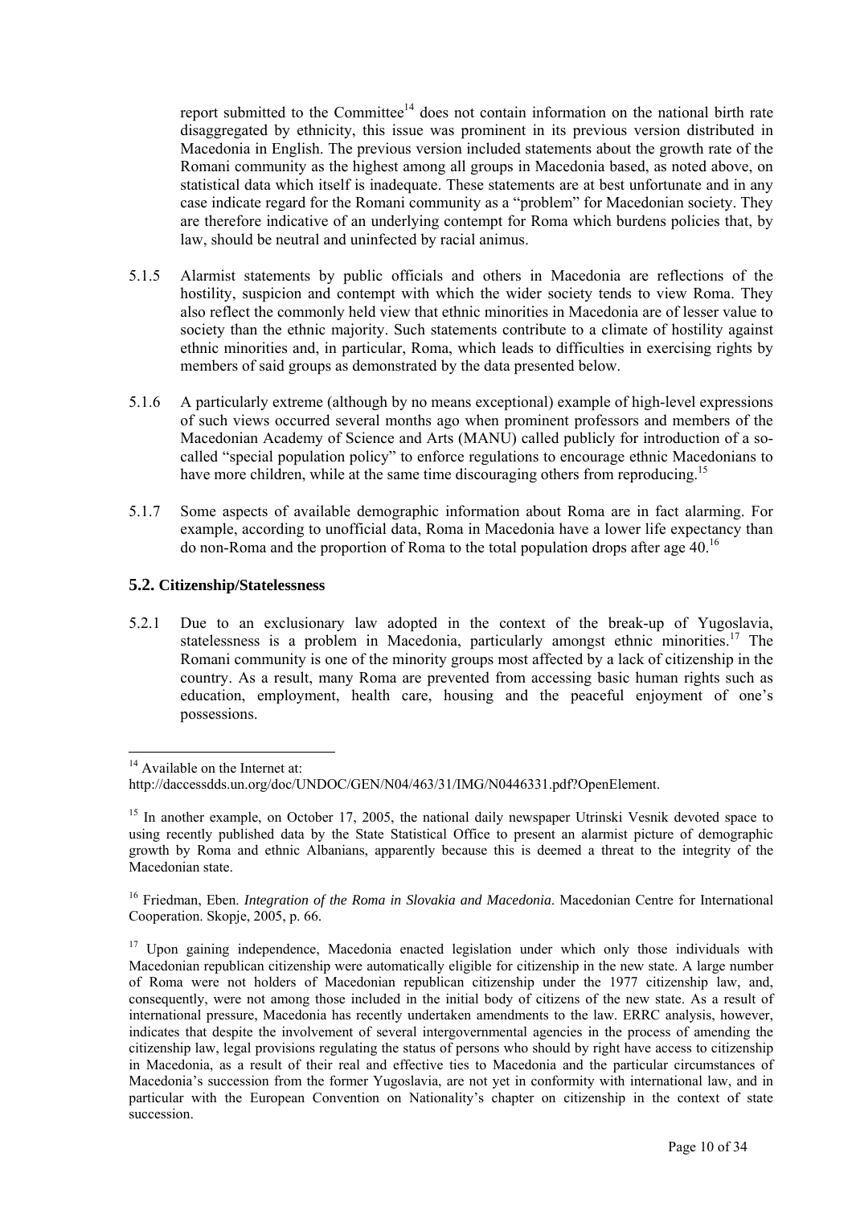report submitted to the Committee[14] does not contain information on the national birth rate disaggregated by ethnicity, this issue was prominent in its previous version distributed in Macedonia in English. The previous version included statements about the growth rate of the Romani community as the highest among all groups in Macedonia based, as noted above, on statistical data which itself is inadequate. These statements are at best unfortunate and in any case indicate regard for the Romani community as a "problem" for Macedonian society. They are therefore indicative of an underlying contempt for Roma which burdens policies that, by law, should be neutral and uninfected by racial animus.

5.1.5 Alarmist statements by public officials and others in Macedonia are reflections of the hostility, suspicion and contempt with which the wider society tends to view Roma. They also reflect the commonly held view that ethnic minorities in Macedonia are of lesser value to society than the ethnic majority. Such statements contribute to a climate of hostility against ethnic minorities and, in particular, Roma, which leads to difficulties in exercising rights by members of said groups as demonstrated by the data presented below.

5.1.6 A particularly extreme (although by no means exceptional) example of high-level expressions of such views occurred several months ago when prominent professors and members of the Macedonian Academy of Science and Arts (MANU) called publicly for introduction of a so-called "special population policy" to enforce regulations to encourage ethnic Macedonians to have more children, while at the same time discouraging others from reproducing.[15]

5.1.7 Some aspects of available demographic information about Roma are in fact alarming. For example, according to unofficial data, Roma in Macedonia have a lower life expectancy than do non-Roma and the proportion of Roma to the total population drops after age 40.[16]

### 5.2. Citizenship/Statelessness

5.2.1 Due to an exclusionary law adopted in the context of the break-up of Yugoslavia, statelessness is a problem in Macedonia, particularly amongst ethnic minorities.[17] The Romani community is one of the minority groups most affected by a lack of citizenship in the country. As a result, many Roma are prevented from accessing basic human rights such as education, employment, health care, housing and the peaceful enjoyment of one's possessions.

---

[14] Available on the Internet at: http://daccessdds.un.org/doc/UNDOC/GEN/N04/463/31/IMG/N0446331.pdf?OpenElement.

[15] In another example, on October 17, 2005, the national daily newspaper Utrinski Vesnik devoted space to using recently published data by the State Statistical Office to present an alarmist picture of demographic growth by Roma and ethnic Albanians, apparently because this is deemed a threat to the integrity of the Macedonian state.

[16] Friedman, Eben. *Integration of the Roma in Slovakia and Macedonia*. Macedonian Centre for International Cooperation. Skopje, 2005, p. 66.

[17] Upon gaining independence, Macedonia enacted legislation under which only those individuals with Macedonian republican citizenship were automatically eligible for citizenship in the new state. A large number of Roma were not holders of Macedonian republican citizenship under the 1977 citizenship law, and, consequently, were not among those included in the initial body of citizens of the new state. As a result of international pressure, Macedonia has recently undertaken amendments to the law. ERRC analysis, however, indicates that despite the involvement of several intergovernmental agencies in the process of amending the citizenship law, legal provisions regulating the status of persons who should by right have access to citizenship in Macedonia, as a result of their real and effective ties to Macedonia and the particular circumstances of Macedonia's succession from the former Yugoslavia, are not yet in conformity with international law, and in particular with the European Convention on Nationality's chapter on citizenship in the context of state succession.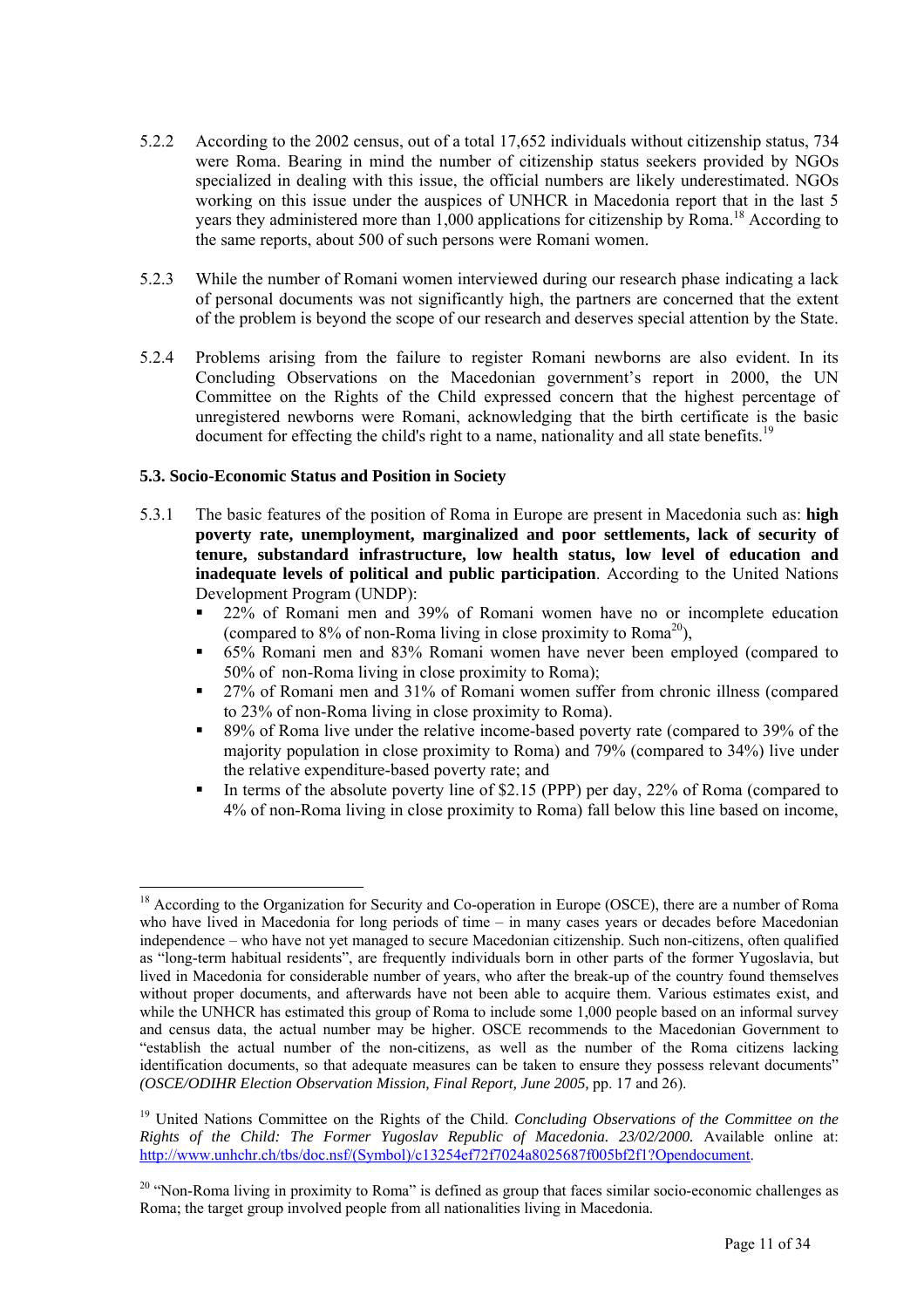5.2.2 According to the 2002 census, out of a total 17,652 individuals without citizenship status, 734 were Roma. Bearing in mind the number of citizenship status seekers provided by NGOs specialized in dealing with this issue, the official numbers are likely underestimated. NGOs working on this issue under the auspices of UNHCR in Macedonia report that in the last 5 years they administered more than 1,000 applications for citizenship by Roma.[18] According to the same reports, about 500 of such persons were Romani women.

5.2.3 While the number of Romani women interviewed during our research phase indicating a lack of personal documents was not significantly high, the partners are concerned that the extent of the problem is beyond the scope of our research and deserves special attention by the State.

5.2.4 Problems arising from the failure to register Romani newborns are also evident. In its Concluding Observations on the Macedonian government's report in 2000, the UN Committee on the Rights of the Child expressed concern that the highest percentage of unregistered newborns were Romani, acknowledging that the birth certificate is the basic document for effecting the child's right to a name, nationality and all state benefits.[19]

### 5.3. Socio-Economic Status and Position in Society

5.3.1 The basic features of the position of Roma in Europe are present in Macedonia such as: **high poverty rate, unemployment, marginalized and poor settlements, lack of security of tenure, substandard infrastructure, low health status, low level of education and inadequate levels of political and public participation**. According to the United Nations Development Program (UNDP):

- 22% of Romani men and 39% of Romani women have no or incomplete education (compared to 8% of non-Roma living in close proximity to Roma[20]),
- 65% Romani men and 83% Romani women have never been employed (compared to 50% of non-Roma living in close proximity to Roma);
- 27% of Romani men and 31% of Romani women suffer from chronic illness (compared to 23% of non-Roma living in close proximity to Roma).
- 89% of Roma live under the relative income-based poverty rate (compared to 39% of the majority population in close proximity to Roma) and 79% (compared to 34%) live under the relative expenditure-based poverty rate; and
- In terms of the absolute poverty line of $2.15 (PPP) per day, 22% of Roma (compared to 4% of non-Roma living in close proximity to Roma) fall below this line based on income,

---

[18] According to the Organization for Security and Co-operation in Europe (OSCE), there are a number of Roma who have lived in Macedonia for long periods of time – in many cases years or decades before Macedonian independence – who have not yet managed to secure Macedonian citizenship. Such non-citizens, often qualified as "long-term habitual residents", are frequently individuals born in other parts of the former Yugoslavia, but lived in Macedonia for considerable number of years, who after the break-up of the country found themselves without proper documents, and afterwards have not been able to acquire them. Various estimates exist, and while the UNHCR has estimated this group of Roma to include some 1,000 people based on an informal survey and census data, the actual number may be higher. OSCE recommends to the Macedonian Government to "establish the actual number of the non-citizens, as well as the number of the Roma citizens lacking identification documents, so that adequate measures can be taken to ensure they possess relevant documents" *(OSCE/ODIHR Election Observation Mission, Final Report, June 2005,* pp. 17 and 26).

[19] United Nations Committee on the Rights of the Child. *Concluding Observations of the Committee on the Rights of the Child: The Former Yugoslav Republic of Macedonia. 23/02/2000.* Available online at: http://www.unhchr.ch/tbs/doc.nsf/(Symbol)/c13254ef72f7024a8025687f005bf2f1?Opendocument.

[20] "Non-Roma living in proximity to Roma" is defined as group that faces similar socio-economic challenges as Roma; the target group involved people from all nationalities living in Macedonia.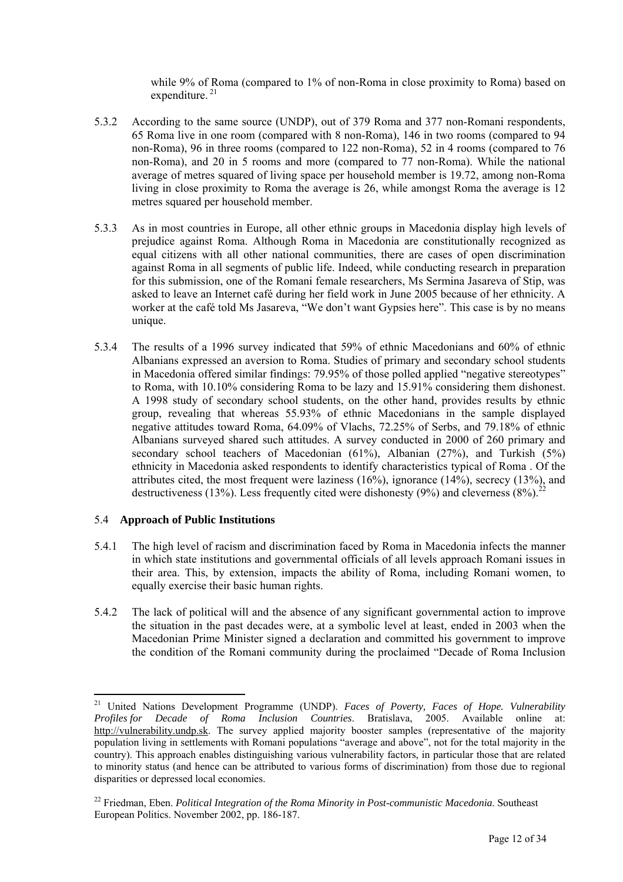while 9% of Roma (compared to 1% of non-Roma in close proximity to Roma) based on expenditure. [21]

5.3.2 According to the same source (UNDP), out of 379 Roma and 377 non-Romani respondents, 65 Roma live in one room (compared with 8 non-Roma), 146 in two rooms (compared to 94 non-Roma), 96 in three rooms (compared to 122 non-Roma), 52 in 4 rooms (compared to 76 non-Roma), and 20 in 5 rooms and more (compared to 77 non-Roma). While the national average of metres squared of living space per household member is 19.72, among non-Roma living in close proximity to Roma the average is 26, while amongst Roma the average is 12 metres squared per household member.

5.3.3 As in most countries in Europe, all other ethnic groups in Macedonia display high levels of prejudice against Roma. Although Roma in Macedonia are constitutionally recognized as equal citizens with all other national communities, there are cases of open discrimination against Roma in all segments of public life. Indeed, while conducting research in preparation for this submission, one of the Romani female researchers, Ms Sermina Jasareva of Stip, was asked to leave an Internet café during her field work in June 2005 because of her ethnicity. A worker at the café told Ms Jasareva, "We don't want Gypsies here". This case is by no means unique.

5.3.4 The results of a 1996 survey indicated that 59% of ethnic Macedonians and 60% of ethnic Albanians expressed an aversion to Roma. Studies of primary and secondary school students in Macedonia offered similar findings: 79.95% of those polled applied "negative stereotypes" to Roma, with 10.10% considering Roma to be lazy and 15.91% considering them dishonest. A 1998 study of secondary school students, on the other hand, provides results by ethnic group, revealing that whereas 55.93% of ethnic Macedonians in the sample displayed negative attitudes toward Roma, 64.09% of Vlachs, 72.25% of Serbs, and 79.18% of ethnic Albanians surveyed shared such attitudes. A survey conducted in 2000 of 260 primary and secondary school teachers of Macedonian (61%), Albanian (27%), and Turkish (5%) ethnicity in Macedonia asked respondents to identify characteristics typical of Roma . Of the attributes cited, the most frequent were laziness (16%), ignorance (14%), secrecy (13%), and destructiveness (13%). Less frequently cited were dishonesty (9%) and cleverness (8%).[22]

### 5.4 **Approach of Public Institutions**

5.4.1 The high level of racism and discrimination faced by Roma in Macedonia infects the manner in which state institutions and governmental officials of all levels approach Romani issues in their area. This, by extension, impacts the ability of Roma, including Romani women, to equally exercise their basic human rights.

5.4.2 The lack of political will and the absence of any significant governmental action to improve the situation in the past decades were, at a symbolic level at least, ended in 2003 when the Macedonian Prime Minister signed a declaration and committed his government to improve the condition of the Romani community during the proclaimed "Decade of Roma Inclusion

---

[21] United Nations Development Programme (UNDP). *Faces of Poverty, Faces of Hope. Vulnerability Profiles for Decade of Roma Inclusion Countries*. Bratislava, 2005. Available online at: http://vulnerability.undp.sk. The survey applied majority booster samples (representative of the majority population living in settlements with Romani populations "average and above", not for the total majority in the country). This approach enables distinguishing various vulnerability factors, in particular those that are related to minority status (and hence can be attributed to various forms of discrimination) from those due to regional disparities or depressed local economies.

[22] Friedman, Eben. *Political Integration of the Roma Minority in Post-communistic Macedonia*. Southeast European Politics. November 2002, pp. 186-187.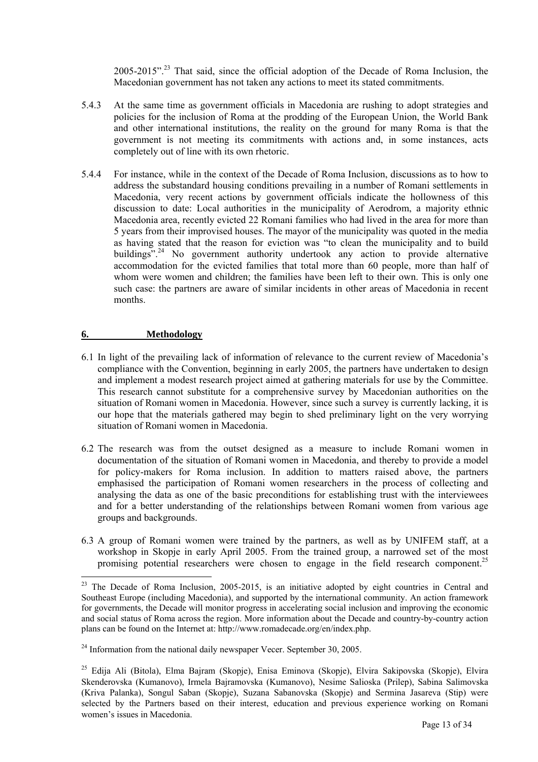2005-2015".[23] That said, since the official adoption of the Decade of Roma Inclusion, the Macedonian government has not taken any actions to meet its stated commitments.

5.4.3 At the same time as government officials in Macedonia are rushing to adopt strategies and policies for the inclusion of Roma at the prodding of the European Union, the World Bank and other international institutions, the reality on the ground for many Roma is that the government is not meeting its commitments with actions and, in some instances, acts completely out of line with its own rhetoric.

5.4.4 For instance, while in the context of the Decade of Roma Inclusion, discussions as to how to address the substandard housing conditions prevailing in a number of Romani settlements in Macedonia, very recent actions by government officials indicate the hollowness of this discussion to date: Local authorities in the municipality of Aerodrom, a majority ethnic Macedonia area, recently evicted 22 Romani families who had lived in the area for more than 5 years from their improvised houses. The mayor of the municipality was quoted in the media as having stated that the reason for eviction was "to clean the municipality and to build buildings".[24] No government authority undertook any action to provide alternative accommodation for the evicted families that total more than 60 people, more than half of whom were women and children; the families have been left to their own. This is only one such case: the partners are aware of similar incidents in other areas of Macedonia in recent months.

## 6. Methodology

6.1 In light of the prevailing lack of information of relevance to the current review of Macedonia's compliance with the Convention, beginning in early 2005, the partners have undertaken to design and implement a modest research project aimed at gathering materials for use by the Committee. This research cannot substitute for a comprehensive survey by Macedonian authorities on the situation of Romani women in Macedonia. However, since such a survey is currently lacking, it is our hope that the materials gathered may begin to shed preliminary light on the very worrying situation of Romani women in Macedonia.

6.2 The research was from the outset designed as a measure to include Romani women in documentation of the situation of Romani women in Macedonia, and thereby to provide a model for policy-makers for Roma inclusion. In addition to matters raised above, the partners emphasised the participation of Romani women researchers in the process of collecting and analysing the data as one of the basic preconditions for establishing trust with the interviewees and for a better understanding of the relationships between Romani women from various age groups and backgrounds.

6.3 A group of Romani women were trained by the partners, as well as by UNIFEM staff, at a workshop in Skopje in early April 2005. From the trained group, a narrowed set of the most promising potential researchers were chosen to engage in the field research component.[25]

---

[23] The Decade of Roma Inclusion, 2005-2015, is an initiative adopted by eight countries in Central and Southeast Europe (including Macedonia), and supported by the international community. An action framework for governments, the Decade will monitor progress in accelerating social inclusion and improving the economic and social status of Roma across the region. More information about the Decade and country-by-country action plans can be found on the Internet at: http://www.romadecade.org/en/index.php.

[24] Information from the national daily newspaper Vecer. September 30, 2005.

[25] Edija Ali (Bitola), Elma Bajram (Skopje), Enisa Eminova (Skopje), Elvira Sakipovska (Skopje), Elvira Skenderovska (Kumanovo), Irmela Bajramovska (Kumanovo), Nesime Salioska (Prilep), Sabina Salimovska (Kriva Palanka), Songul Saban (Skopje), Suzana Sabanovska (Skopje) and Sermina Jasareva (Stip) were selected by the Partners based on their interest, education and previous experience working on Romani women's issues in Macedonia.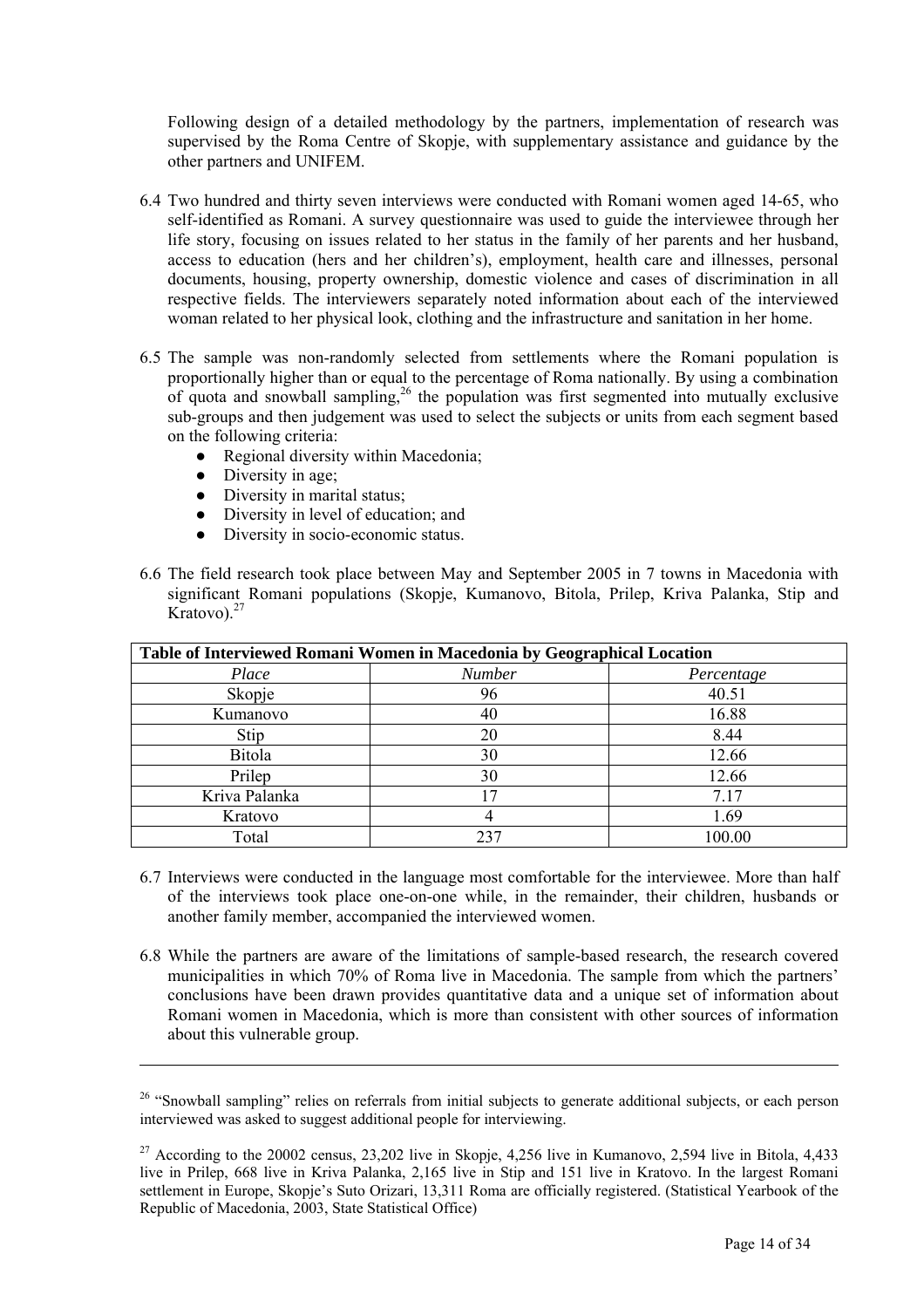Following design of a detailed methodology by the partners, implementation of research was supervised by the Roma Centre of Skopje, with supplementary assistance and guidance by the other partners and UNIFEM.

6.4 Two hundred and thirty seven interviews were conducted with Romani women aged 14-65, who self-identified as Romani. A survey questionnaire was used to guide the interviewee through her life story, focusing on issues related to her status in the family of her parents and her husband, access to education (hers and her children's), employment, health care and illnesses, personal documents, housing, property ownership, domestic violence and cases of discrimination in all respective fields. The interviewers separately noted information about each of the interviewed woman related to her physical look, clothing and the infrastructure and sanitation in her home.

6.5 The sample was non-randomly selected from settlements where the Romani population is proportionally higher than or equal to the percentage of Roma nationally. By using a combination of quota and snowball sampling,[26] the population was first segmented into mutually exclusive sub-groups and then judgement was used to select the subjects or units from each segment based on the following criteria:

- Regional diversity within Macedonia;
- Diversity in age;
- Diversity in marital status;
- Diversity in level of education; and
- Diversity in socio-economic status.

6.6 The field research took place between May and September 2005 in 7 towns in Macedonia with significant Romani populations (Skopje, Kumanovo, Bitola, Prilep, Kriva Palanka, Stip and Kratovo).[27]

**Table of Interviewed Romani Women in Macedonia by Geographical Location**

| *Place* | *Number* | *Percentage* |
|---|---|---|
| Skopje | 96 | 40.51 |
| Kumanovo | 40 | 16.88 |
| Stip | 20 | 8.44 |
| Bitola | 30 | 12.66 |
| Prilep | 30 | 12.66 |
| Kriva Palanka | 17 | 7.17 |
| Kratovo | 4 | 1.69 |
| Total | 237 | 100.00 |

6.7 Interviews were conducted in the language most comfortable for the interviewee. More than half of the interviews took place one-on-one while, in the remainder, their children, husbands or another family member, accompanied the interviewed women.

6.8 While the partners are aware of the limitations of sample-based research, the research covered municipalities in which 70% of Roma live in Macedonia. The sample from which the partners' conclusions have been drawn provides quantitative data and a unique set of information about Romani women in Macedonia, which is more than consistent with other sources of information about this vulnerable group.

---

[26] "Snowball sampling" relies on referrals from initial subjects to generate additional subjects, or each person interviewed was asked to suggest additional people for interviewing.

[27] According to the 20002 census, 23,202 live in Skopje, 4,256 live in Kumanovo, 2,594 live in Bitola, 4,433 live in Prilep, 668 live in Kriva Palanka, 2,165 live in Stip and 151 live in Kratovo. In the largest Romani settlement in Europe, Skopje's Suto Orizari, 13,311 Roma are officially registered. (Statistical Yearbook of the Republic of Macedonia, 2003, State Statistical Office)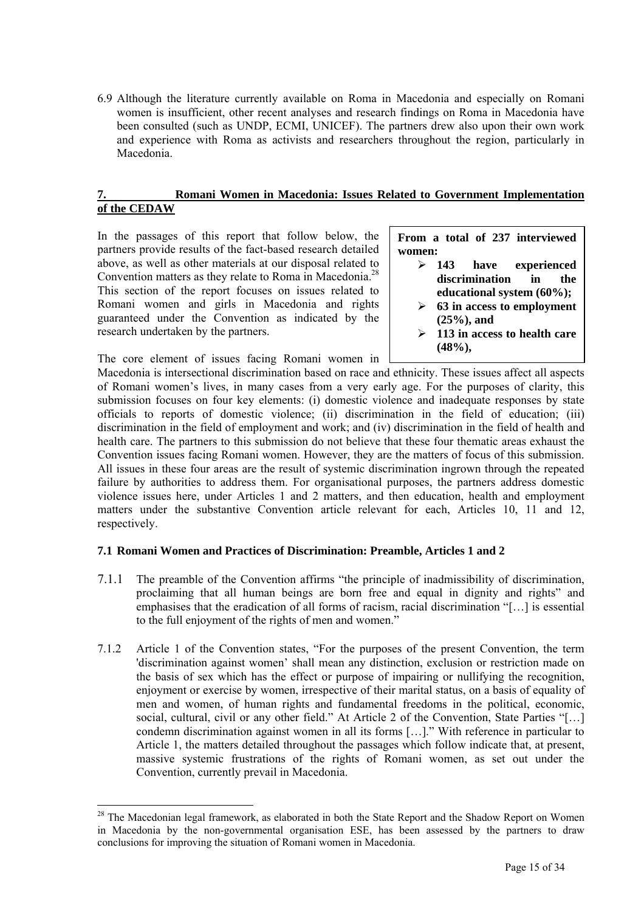6.9 Although the literature currently available on Roma in Macedonia and especially on Romani women is insufficient, other recent analyses and research findings on Roma in Macedonia have been consulted (such as UNDP, ECMI, UNICEF). The partners drew also upon their own work and experience with Roma as activists and researchers throughout the region, particularly in Macedonia.

## 7. Romani Women in Macedonia: Issues Related to Government Implementation of the CEDAW

In the passages of this report that follow below, the partners provide results of the fact-based research detailed above, as well as other materials at our disposal related to Convention matters as they relate to Roma in Macedonia.[28] This section of the report focuses on issues related to Romani women and girls in Macedonia and rights guaranteed under the Convention as indicated by the research undertaken by the partners.

> **From a total of 237 interviewed women:**
> - **143 have experienced discrimination in the educational system (60%);**
> - **63 in access to employment (25%), and**
> - **113 in access to health care (48%),**

The core element of issues facing Romani women in Macedonia is intersectional discrimination based on race and ethnicity. These issues affect all aspects of Romani women's lives, in many cases from a very early age. For the purposes of clarity, this submission focuses on four key elements: (i) domestic violence and inadequate responses by state officials to reports of domestic violence; (ii) discrimination in the field of education; (iii) discrimination in the field of employment and work; and (iv) discrimination in the field of health and health care. The partners to this submission do not believe that these four thematic areas exhaust the Convention issues facing Romani women. However, they are the matters of focus of this submission. All issues in these four areas are the result of systemic discrimination ingrown through the repeated failure by authorities to address them. For organisational purposes, the partners address domestic violence issues here, under Articles 1 and 2 matters, and then education, health and employment matters under the substantive Convention article relevant for each, Articles 10, 11 and 12, respectively.

### 7.1 Romani Women and Practices of Discrimination: Preamble, Articles 1 and 2

7.1.1 The preamble of the Convention affirms "the principle of inadmissibility of discrimination, proclaiming that all human beings are born free and equal in dignity and rights" and emphasises that the eradication of all forms of racism, racial discrimination "[…] is essential to the full enjoyment of the rights of men and women."

7.1.2 Article 1 of the Convention states, "For the purposes of the present Convention, the term 'discrimination against women' shall mean any distinction, exclusion or restriction made on the basis of sex which has the effect or purpose of impairing or nullifying the recognition, enjoyment or exercise by women, irrespective of their marital status, on a basis of equality of men and women, of human rights and fundamental freedoms in the political, economic, social, cultural, civil or any other field." At Article 2 of the Convention, State Parties "[…] condemn discrimination against women in all its forms […]." With reference in particular to Article 1, the matters detailed throughout the passages which follow indicate that, at present, massive systemic frustrations of the rights of Romani women, as set out under the Convention, currently prevail in Macedonia.

---

[28] The Macedonian legal framework, as elaborated in both the State Report and the Shadow Report on Women in Macedonia by the non-governmental organisation ESE, has been assessed by the partners to draw conclusions for improving the situation of Romani women in Macedonia.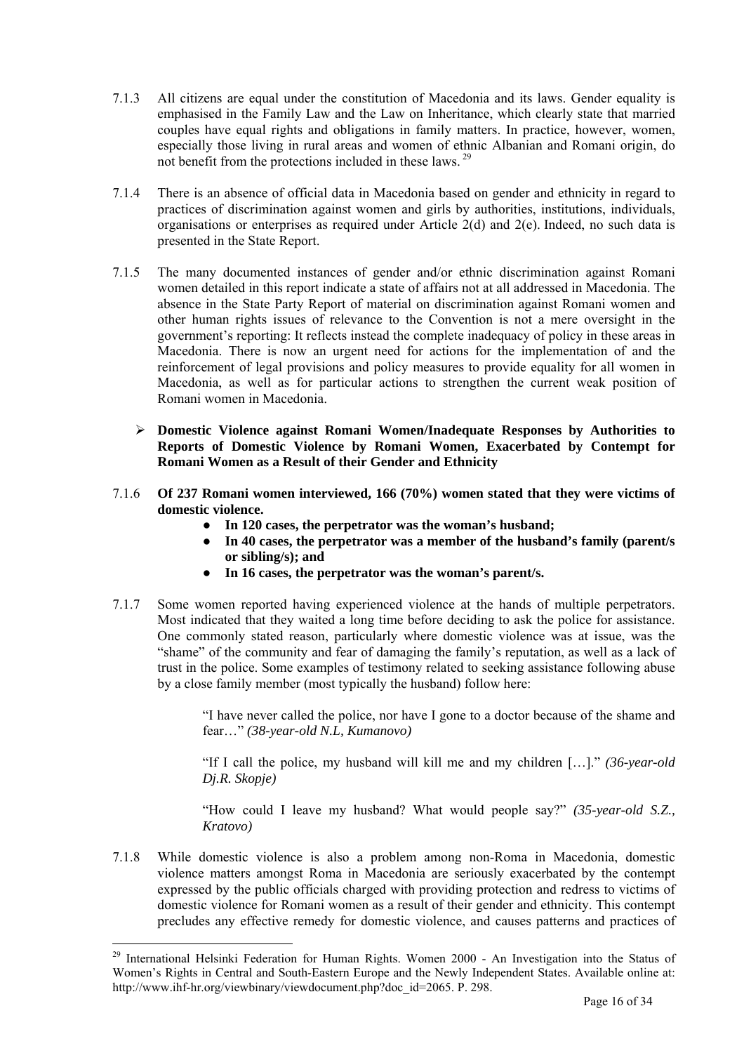7.1.3 All citizens are equal under the constitution of Macedonia and its laws. Gender equality is emphasised in the Family Law and the Law on Inheritance, which clearly state that married couples have equal rights and obligations in family matters. In practice, however, women, especially those living in rural areas and women of ethnic Albanian and Romani origin, do not benefit from the protections included in these laws. [29]

7.1.4 There is an absence of official data in Macedonia based on gender and ethnicity in regard to practices of discrimination against women and girls by authorities, institutions, individuals, organisations or enterprises as required under Article 2(d) and 2(e). Indeed, no such data is presented in the State Report.

7.1.5 The many documented instances of gender and/or ethnic discrimination against Romani women detailed in this report indicate a state of affairs not at all addressed in Macedonia. The absence in the State Party Report of material on discrimination against Romani women and other human rights issues of relevance to the Convention is not a mere oversight in the government's reporting: It reflects instead the complete inadequacy of policy in these areas in Macedonia. There is now an urgent need for actions for the implementation of and the reinforcement of legal provisions and policy measures to provide equality for all women in Macedonia, as well as for particular actions to strengthen the current weak position of Romani women in Macedonia.

- **Domestic Violence against Romani Women/Inadequate Responses by Authorities to Reports of Domestic Violence by Romani Women, Exacerbated by Contempt for Romani Women as a Result of their Gender and Ethnicity**

7.1.6 **Of 237 Romani women interviewed, 166 (70%) women stated that they were victims of domestic violence.**

- **In 120 cases, the perpetrator was the woman's husband;**
- **In 40 cases, the perpetrator was a member of the husband's family (parent/s or sibling/s); and**
- **In 16 cases, the perpetrator was the woman's parent/s.**

7.1.7 Some women reported having experienced violence at the hands of multiple perpetrators. Most indicated that they waited a long time before deciding to ask the police for assistance. One commonly stated reason, particularly where domestic violence was at issue, was the "shame" of the community and fear of damaging the family's reputation, as well as a lack of trust in the police. Some examples of testimony related to seeking assistance following abuse by a close family member (most typically the husband) follow here:

> "I have never called the police, nor have I gone to a doctor because of the shame and fear…" *(38-year-old N.L, Kumanovo)*
>
> "If I call the police, my husband will kill me and my children […]." *(36-year-old Dj.R. Skopje)*
>
> "How could I leave my husband? What would people say?" *(35-year-old S.Z., Kratovo)*

7.1.8 While domestic violence is also a problem among non-Roma in Macedonia, domestic violence matters amongst Roma in Macedonia are seriously exacerbated by the contempt expressed by the public officials charged with providing protection and redress to victims of domestic violence for Romani women as a result of their gender and ethnicity. This contempt precludes any effective remedy for domestic violence, and causes patterns and practices of

---

[29] International Helsinki Federation for Human Rights. Women 2000 - An Investigation into the Status of Women's Rights in Central and South-Eastern Europe and the Newly Independent States. Available online at: http://www.ihf-hr.org/viewbinary/viewdocument.php?doc_id=2065. P. 298.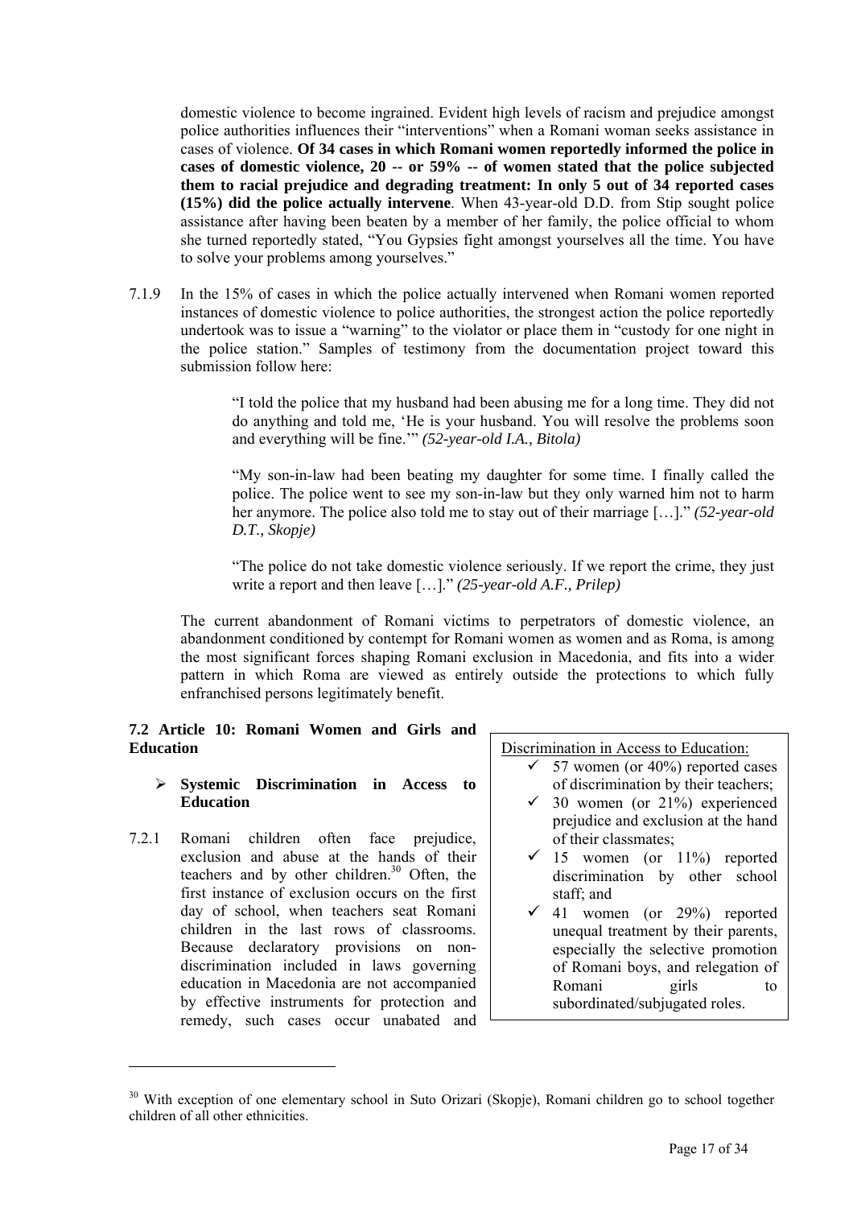domestic violence to become ingrained. Evident high levels of racism and prejudice amongst police authorities influences their "interventions" when a Romani woman seeks assistance in cases of violence. **Of 34 cases in which Romani women reportedly informed the police in cases of domestic violence, 20 -- or 59% -- of women stated that the police subjected them to racial prejudice and degrading treatment: In only 5 out of 34 reported cases (15%) did the police actually intervene**. When 43-year-old D.D. from Stip sought police assistance after having been beaten by a member of her family, the police official to whom she turned reportedly stated, "You Gypsies fight amongst yourselves all the time. You have to solve your problems among yourselves."

7.1.9 In the 15% of cases in which the police actually intervened when Romani women reported instances of domestic violence to police authorities, the strongest action the police reportedly undertook was to issue a "warning" to the violator or place them in "custody for one night in the police station." Samples of testimony from the documentation project toward this submission follow here:

> "I told the police that my husband had been abusing me for a long time. They did not do anything and told me, 'He is your husband. You will resolve the problems soon and everything will be fine.'" *(52-year-old I.A., Bitola)*
>
> "My son-in-law had been beating my daughter for some time. I finally called the police. The police went to see my son-in-law but they only warned him not to harm her anymore. The police also told me to stay out of their marriage […]." *(52-year-old D.T., Skopje)*
>
> "The police do not take domestic violence seriously. If we report the crime, they just write a report and then leave […]." *(25-year-old A.F., Prilep)*

The current abandonment of Romani victims to perpetrators of domestic violence, an abandonment conditioned by contempt for Romani women as women and as Roma, is among the most significant forces shaping Romani exclusion in Macedonia, and fits into a wider pattern in which Roma are viewed as entirely outside the protections to which fully enfranchised persons legitimately benefit.

### 7.2 Article 10: Romani Women and Girls and Education

- **Systemic Discrimination in Access to Education**

7.2.1 Romani children often face prejudice, exclusion and abuse at the hands of their teachers and by other children.[30] Often, the first instance of exclusion occurs on the first day of school, when teachers seat Romani children in the last rows of classrooms. Because declaratory provisions on non-discrimination included in laws governing education in Macedonia are not accompanied by effective instruments for protection and remedy, such cases occur unabated and

> Discrimination in Access to Education:
> - ✓ 57 women (or 40%) reported cases of discrimination by their teachers;
> - ✓ 30 women (or 21%) experienced prejudice and exclusion at the hand of their classmates;
> - ✓ 15 women (or 11%) reported discrimination by other school staff; and
> - ✓ 41 women (or 29%) reported unequal treatment by their parents, especially the selective promotion of Romani boys, and relegation of Romani girls to subordinated/subjugated roles.

---

[30] With exception of one elementary school in Suto Orizari (Skopje), Romani children go to school together children of all other ethnicities.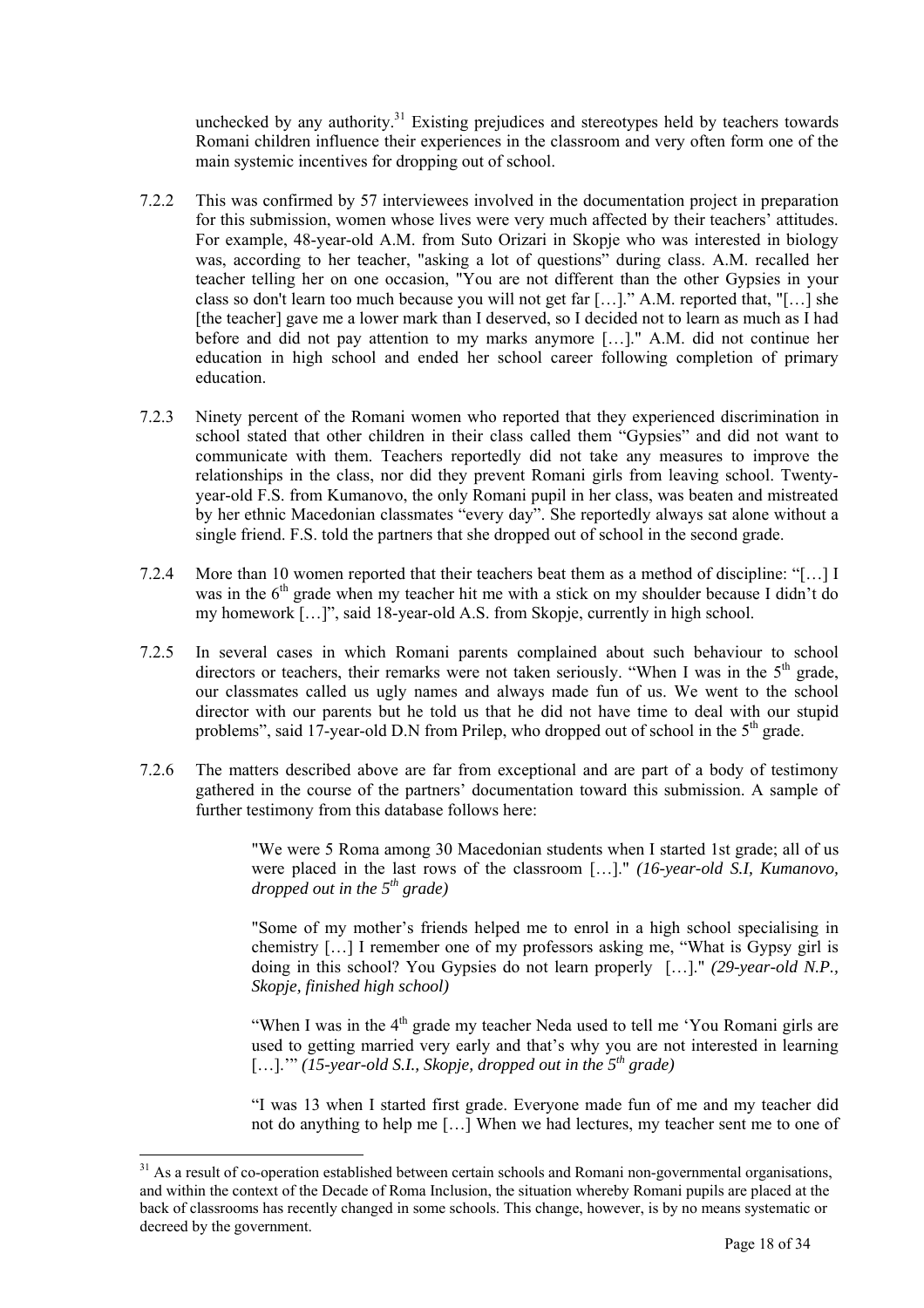unchecked by any authority.[31] Existing prejudices and stereotypes held by teachers towards Romani children influence their experiences in the classroom and very often form one of the main systemic incentives for dropping out of school.

7.2.2 This was confirmed by 57 interviewees involved in the documentation project in preparation for this submission, women whose lives were very much affected by their teachers' attitudes. For example, 48-year-old A.M. from Suto Orizari in Skopje who was interested in biology was, according to her teacher, "asking a lot of questions" during class. A.M. recalled her teacher telling her on one occasion, "You are not different than the other Gypsies in your class so don't learn too much because you will not get far […]." A.M. reported that, "[…] she [the teacher] gave me a lower mark than I deserved, so I decided not to learn as much as I had before and did not pay attention to my marks anymore […]." A.M. did not continue her education in high school and ended her school career following completion of primary education.

7.2.3 Ninety percent of the Romani women who reported that they experienced discrimination in school stated that other children in their class called them "Gypsies" and did not want to communicate with them. Teachers reportedly did not take any measures to improve the relationships in the class, nor did they prevent Romani girls from leaving school. Twenty-year-old F.S. from Kumanovo, the only Romani pupil in her class, was beaten and mistreated by her ethnic Macedonian classmates "every day". She reportedly always sat alone without a single friend. F.S. told the partners that she dropped out of school in the second grade.

7.2.4 More than 10 women reported that their teachers beat them as a method of discipline: "[…] I was in the 6th grade when my teacher hit me with a stick on my shoulder because I didn't do my homework […]", said 18-year-old A.S. from Skopje, currently in high school.

7.2.5 In several cases in which Romani parents complained about such behaviour to school directors or teachers, their remarks were not taken seriously. "When I was in the 5th grade, our classmates called us ugly names and always made fun of us. We went to the school director with our parents but he told us that he did not have time to deal with our stupid problems", said 17-year-old D.N from Prilep, who dropped out of school in the 5th grade.

7.2.6 The matters described above are far from exceptional and are part of a body of testimony gathered in the course of the partners' documentation toward this submission. A sample of further testimony from this database follows here:

> "We were 5 Roma among 30 Macedonian students when I started 1st grade; all of us were placed in the last rows of the classroom […]." *(16-year-old S.I, Kumanovo, dropped out in the 5th grade)*
>
> "Some of my mother's friends helped me to enrol in a high school specialising in chemistry […] I remember one of my professors asking me, "What is Gypsy girl is doing in this school? You Gypsies do not learn properly […]." *(29-year-old N.P., Skopje, finished high school)*
>
> "When I was in the 4th grade my teacher Neda used to tell me 'You Romani girls are used to getting married very early and that's why you are not interested in learning […].'" *(15-year-old S.I., Skopje, dropped out in the 5th grade)*
>
> "I was 13 when I started first grade. Everyone made fun of me and my teacher did not do anything to help me […] When we had lectures, my teacher sent me to one of

---

[31] As a result of co-operation established between certain schools and Romani non-governmental organisations, and within the context of the Decade of Roma Inclusion, the situation whereby Romani pupils are placed at the back of classrooms has recently changed in some schools. This change, however, is by no means systematic or decreed by the government.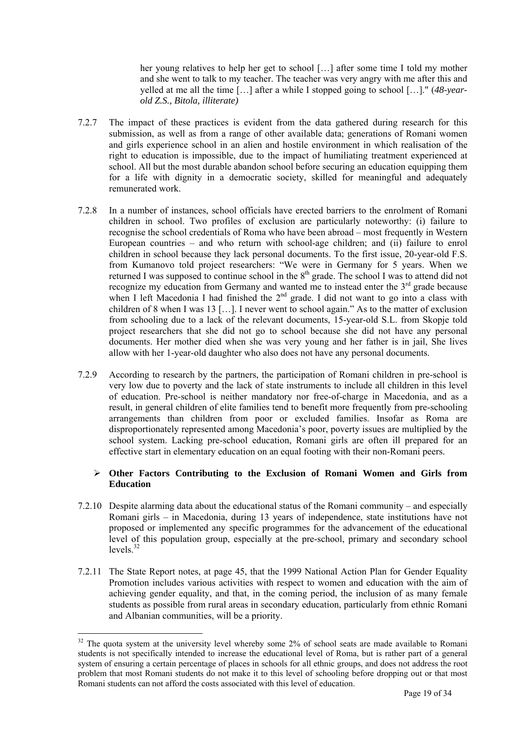> her young relatives to help her get to school […] after some time I told my mother and she went to talk to my teacher. The teacher was very angry with me after this and yelled at me all the time […] after a while I stopped going to school […]." (*48-year-old Z.S., Bitola, illiterate)*

7.2.7 The impact of these practices is evident from the data gathered during research for this submission, as well as from a range of other available data; generations of Romani women and girls experience school in an alien and hostile environment in which realisation of the right to education is impossible, due to the impact of humiliating treatment experienced at school. All but the most durable abandon school before securing an education equipping them for a life with dignity in a democratic society, skilled for meaningful and adequately remunerated work.

7.2.8 In a number of instances, school officials have erected barriers to the enrolment of Romani children in school. Two profiles of exclusion are particularly noteworthy: (i) failure to recognise the school credentials of Roma who have been abroad – most frequently in Western European countries – and who return with school-age children; and (ii) failure to enrol children in school because they lack personal documents. To the first issue, 20-year-old F.S. from Kumanovo told project researchers: "We were in Germany for 5 years. When we returned I was supposed to continue school in the 8th grade. The school I was to attend did not recognize my education from Germany and wanted me to instead enter the 3rd grade because when I left Macedonia I had finished the 2nd grade. I did not want to go into a class with children of 8 when I was 13 […]. I never went to school again." As to the matter of exclusion from schooling due to a lack of the relevant documents, 15-year-old S.L. from Skopje told project researchers that she did not go to school because she did not have any personal documents. Her mother died when she was very young and her father is in jail, She lives allow with her 1-year-old daughter who also does not have any personal documents.

7.2.9 According to research by the partners, the participation of Romani children in pre-school is very low due to poverty and the lack of state instruments to include all children in this level of education. Pre-school is neither mandatory nor free-of-charge in Macedonia, and as a result, in general children of elite families tend to benefit more frequently from pre-schooling arrangements than children from poor or excluded families. Insofar as Roma are disproportionately represented among Macedonia's poor, poverty issues are multiplied by the school system. Lacking pre-school education, Romani girls are often ill prepared for an effective start in elementary education on an equal footing with their non-Romani peers.

- **Other Factors Contributing to the Exclusion of Romani Women and Girls from Education**

7.2.10 Despite alarming data about the educational status of the Romani community – and especially Romani girls – in Macedonia, during 13 years of independence, state institutions have not proposed or implemented any specific programmes for the advancement of the educational level of this population group, especially at the pre-school, primary and secondary school levels.[32]

7.2.11 The State Report notes, at page 45, that the 1999 National Action Plan for Gender Equality Promotion includes various activities with respect to women and education with the aim of achieving gender equality, and that, in the coming period, the inclusion of as many female students as possible from rural areas in secondary education, particularly from ethnic Romani and Albanian communities, will be a priority.

---

[32] The quota system at the university level whereby some 2% of school seats are made available to Romani students is not specifically intended to increase the educational level of Roma, but is rather part of a general system of ensuring a certain percentage of places in schools for all ethnic groups, and does not address the root problem that most Romani students do not make it to this level of schooling before dropping out or that most Romani students can not afford the costs associated with this level of education.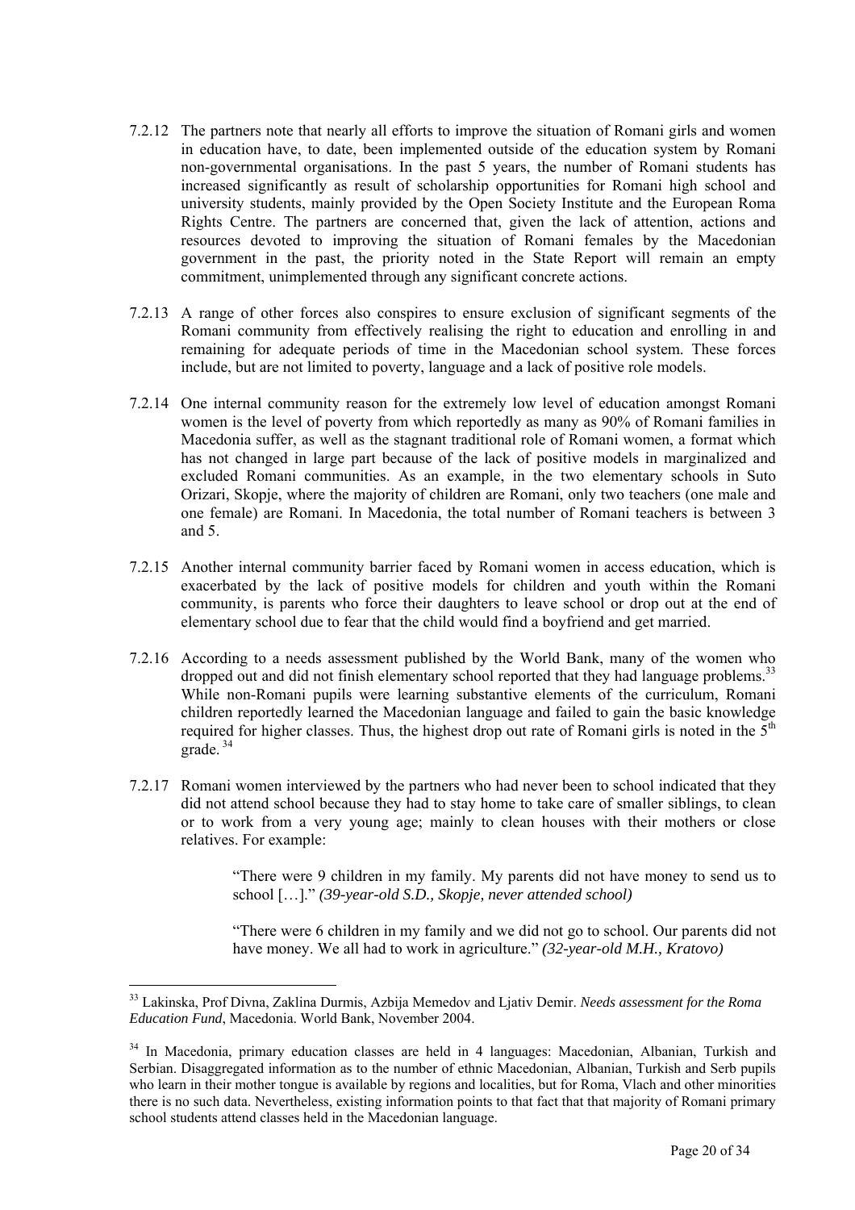7.2.12 The partners note that nearly all efforts to improve the situation of Romani girls and women in education have, to date, been implemented outside of the education system by Romani non-governmental organisations. In the past 5 years, the number of Romani students has increased significantly as result of scholarship opportunities for Romani high school and university students, mainly provided by the Open Society Institute and the European Roma Rights Centre. The partners are concerned that, given the lack of attention, actions and resources devoted to improving the situation of Romani females by the Macedonian government in the past, the priority noted in the State Report will remain an empty commitment, unimplemented through any significant concrete actions.

7.2.13 A range of other forces also conspires to ensure exclusion of significant segments of the Romani community from effectively realising the right to education and enrolling in and remaining for adequate periods of time in the Macedonian school system. These forces include, but are not limited to poverty, language and a lack of positive role models.

7.2.14 One internal community reason for the extremely low level of education amongst Romani women is the level of poverty from which reportedly as many as 90% of Romani families in Macedonia suffer, as well as the stagnant traditional role of Romani women, a format which has not changed in large part because of the lack of positive models in marginalized and excluded Romani communities. As an example, in the two elementary schools in Suto Orizari, Skopje, where the majority of children are Romani, only two teachers (one male and one female) are Romani. In Macedonia, the total number of Romani teachers is between 3 and 5.

7.2.15 Another internal community barrier faced by Romani women in access education, which is exacerbated by the lack of positive models for children and youth within the Romani community, is parents who force their daughters to leave school or drop out at the end of elementary school due to fear that the child would find a boyfriend and get married.

7.2.16 According to a needs assessment published by the World Bank, many of the women who dropped out and did not finish elementary school reported that they had language problems.[33] While non-Romani pupils were learning substantive elements of the curriculum, Romani children reportedly learned the Macedonian language and failed to gain the basic knowledge required for higher classes. Thus, the highest drop out rate of Romani girls is noted in the 5th grade.[34]

7.2.17 Romani women interviewed by the partners who had never been to school indicated that they did not attend school because they had to stay home to take care of smaller siblings, to clean or to work from a very young age; mainly to clean houses with their mothers or close relatives. For example:

> "There were 9 children in my family. My parents did not have money to send us to school […]." *(39-year-old S.D., Skopje, never attended school)*

> "There were 6 children in my family and we did not go to school. Our parents did not have money. We all had to work in agriculture." *(32-year-old M.H., Kratovo)*

---

[33] Lakinska, Prof Divna, Zaklina Durmis, Azbija Memedov and Ljativ Demir. *Needs assessment for the Roma Education Fund*, Macedonia. World Bank, November 2004.

[34] In Macedonia, primary education classes are held in 4 languages: Macedonian, Albanian, Turkish and Serbian. Disaggregated information as to the number of ethnic Macedonian, Albanian, Turkish and Serb pupils who learn in their mother tongue is available by regions and localities, but for Roma, Vlach and other minorities there is no such data. Nevertheless, existing information points to that fact that that majority of Romani primary school students attend classes held in the Macedonian language.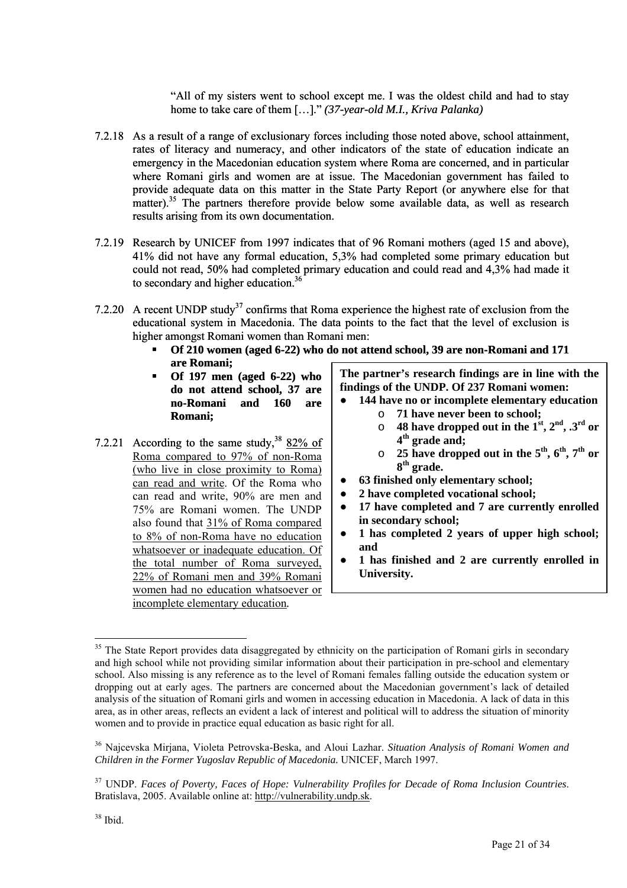> "All of my sisters went to school except me. I was the oldest child and had to stay home to take care of them […]." *(37-year-old M.I., Kriva Palanka)*

7.2.18 As a result of a range of exclusionary forces including those noted above, school attainment, rates of literacy and numeracy, and other indicators of the state of education indicate an emergency in the Macedonian education system where Roma are concerned, and in particular where Romani girls and women are at issue. The Macedonian government has failed to provide adequate data on this matter in the State Party Report (or anywhere else for that matter).[35] The partners therefore provide below some available data, as well as research results arising from its own documentation.

7.2.19 Research by UNICEF from 1997 indicates that of 96 Romani mothers (aged 15 and above), 41% did not have any formal education, 5,3% had completed some primary education but could not read, 50% had completed primary education and could read and 4,3% had made it to secondary and higher education.[36]

7.2.20 A recent UNDP study[37] confirms that Roma experience the highest rate of exclusion from the educational system in Macedonia. The data points to the fact that the level of exclusion is higher amongst Romani women than Romani men:

- **Of 210 women (aged 6-22) who do not attend school, 39 are non-Romani and 171 are Romani;**
- **Of 197 men (aged 6-22) who do not attend school, 37 are no-Romani and 160 are Romani;**

7.2.21 According to the same study,[38] <u>82% of Roma compared to 97% of non-Roma (who live in close proximity to Roma) can read and write</u>. Of the Roma who can read and write, 90% are men and 75% are Romani women. The UNDP also found that <u>31% of Roma compared to 8% of non-Roma have no education whatsoever or inadequate education. Of the total number of Roma surveyed, 22% of Romani men and 39% Romani women had no education whatsoever or incomplete elementary education</u>.

**The partner's research findings are in line with the findings of the UNDP. Of 237 Romani women:**

- **144 have no or incomplete elementary education**
  - **71 have never been to school;**
  - **48 have dropped out in the 1st, 2nd, .3rd or 4th grade and;**
  - **25 have dropped out in the 5th, 6th, 7th or 8th grade.**
- **63 finished only elementary school;**
- **2 have completed vocational school;**
- **17 have completed and 7 are currently enrolled in secondary school;**
- **1 has completed 2 years of upper high school; and**
- **1 has finished and 2 are currently enrolled in University.**

---

[35] The State Report provides data disaggregated by ethnicity on the participation of Romani girls in secondary and high school while not providing similar information about their participation in pre-school and elementary school. Also missing is any reference as to the level of Romani females falling outside the education system or dropping out at early ages. The partners are concerned about the Macedonian government's lack of detailed analysis of the situation of Romani girls and women in accessing education in Macedonia. A lack of data in this area, as in other areas, reflects an evident a lack of interest and political will to address the situation of minority women and to provide in practice equal education as basic right for all.

[36] Najcevska Mirjana, Violeta Petrovska-Beska, and Aloui Lazhar. *Situation Analysis of Romani Women and Children in the Former Yugoslav Republic of Macedonia.* UNICEF, March 1997.

[37] UNDP. *Faces of Poverty, Faces of Hope: Vulnerability Profiles for Decade of Roma Inclusion Countries*. Bratislava, 2005. Available online at: http://vulnerability.undp.sk.

[38] Ibid.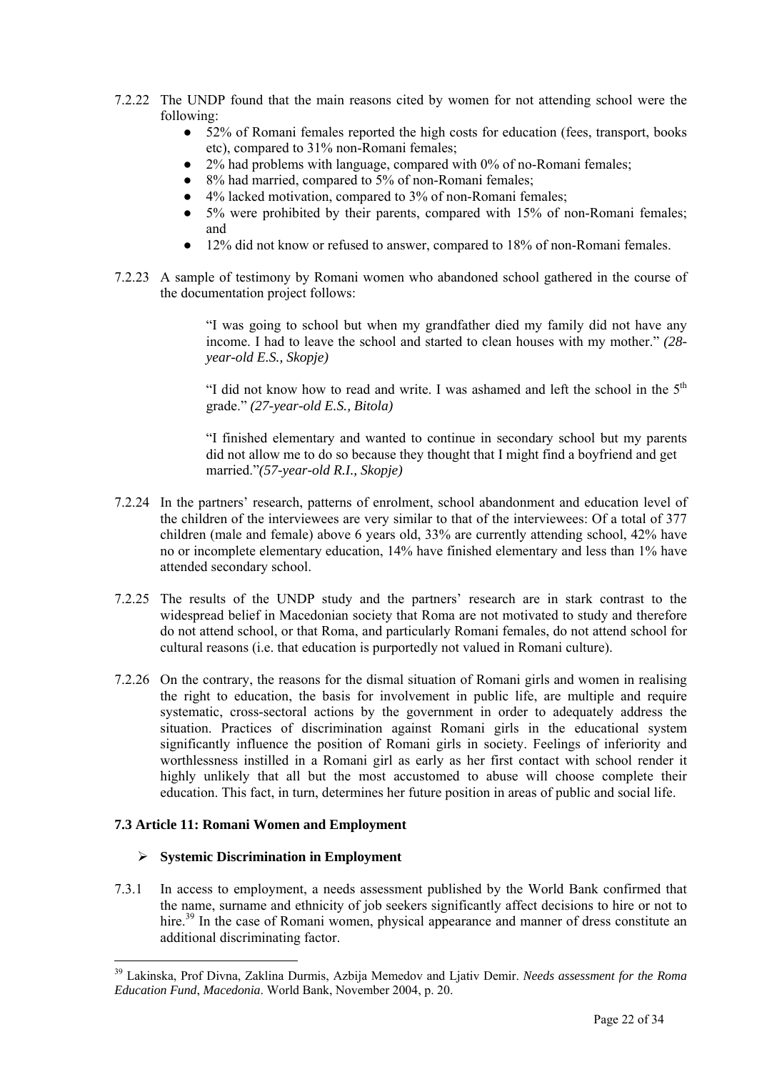7.2.22 The UNDP found that the main reasons cited by women for not attending school were the following:

- 52% of Romani females reported the high costs for education (fees, transport, books etc), compared to 31% non-Romani females;
- 2% had problems with language, compared with 0% of no-Romani females;
- 8% had married, compared to 5% of non-Romani females;
- 4% lacked motivation, compared to 3% of non-Romani females;
- 5% were prohibited by their parents, compared with 15% of non-Romani females; and
- 12% did not know or refused to answer, compared to 18% of non-Romani females.

7.2.23 A sample of testimony by Romani women who abandoned school gathered in the course of the documentation project follows:

> "I was going to school but when my grandfather died my family did not have any income. I had to leave the school and started to clean houses with my mother." *(28-year-old E.S., Skopje)*
>
> "I did not know how to read and write. I was ashamed and left the school in the 5th grade." *(27-year-old E.S., Bitola)*
>
> "I finished elementary and wanted to continue in secondary school but my parents did not allow me to do so because they thought that I might find a boyfriend and get married."*(57-year-old R.I., Skopje)*

7.2.24 In the partners' research, patterns of enrolment, school abandonment and education level of the children of the interviewees are very similar to that of the interviewees: Of a total of 377 children (male and female) above 6 years old, 33% are currently attending school, 42% have no or incomplete elementary education, 14% have finished elementary and less than 1% have attended secondary school.

7.2.25 The results of the UNDP study and the partners' research are in stark contrast to the widespread belief in Macedonian society that Roma are not motivated to study and therefore do not attend school, or that Roma, and particularly Romani females, do not attend school for cultural reasons (i.e. that education is purportedly not valued in Romani culture).

7.2.26 On the contrary, the reasons for the dismal situation of Romani girls and women in realising the right to education, the basis for involvement in public life, are multiple and require systematic, cross-sectoral actions by the government in order to adequately address the situation. Practices of discrimination against Romani girls in the educational system significantly influence the position of Romani girls in society. Feelings of inferiority and worthlessness instilled in a Romani girl as early as her first contact with school render it highly unlikely that all but the most accustomed to abuse will choose complete their education. This fact, in turn, determines her future position in areas of public and social life.

### 7.3 Article 11: Romani Women and Employment

- **Systemic Discrimination in Employment**

7.3.1 In access to employment, a needs assessment published by the World Bank confirmed that the name, surname and ethnicity of job seekers significantly affect decisions to hire or not to hire.[39] In the case of Romani women, physical appearance and manner of dress constitute an additional discriminating factor.

---

[39] Lakinska, Prof Divna, Zaklina Durmis, Azbija Memedov and Ljativ Demir. *Needs assessment for the Roma Education Fund*, *Macedonia*. World Bank, November 2004, p. 20.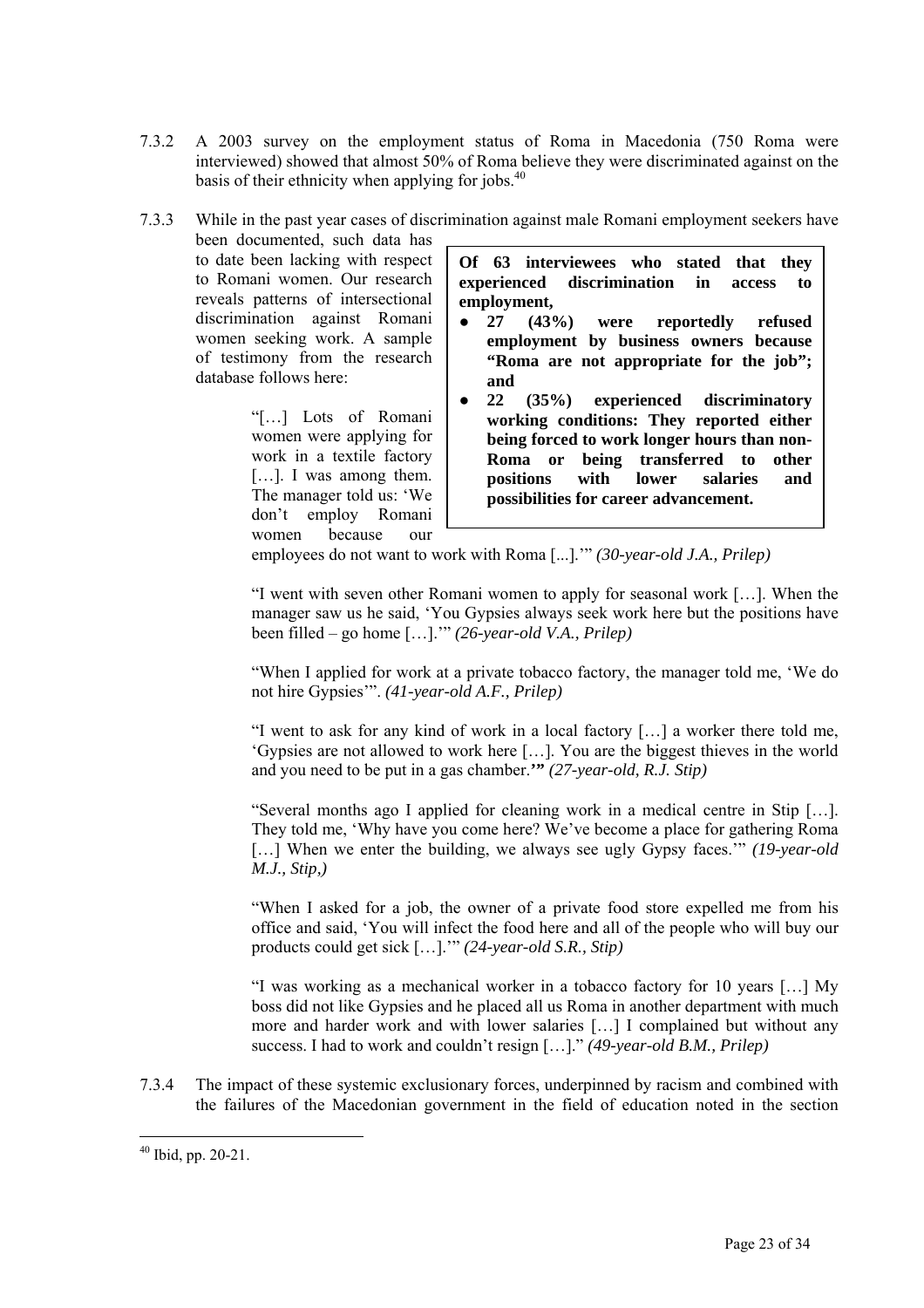7.3.2 A 2003 survey on the employment status of Roma in Macedonia (750 Roma were interviewed) showed that almost 50% of Roma believe they were discriminated against on the basis of their ethnicity when applying for jobs.[40]

7.3.3 While in the past year cases of discrimination against male Romani employment seekers have been documented, such data has to date been lacking with respect to Romani women. Our research reveals patterns of intersectional discrimination against Romani women seeking work. A sample of testimony from the research database follows here:

> **Of 63 interviewees who stated that they experienced discrimination in access to employment,**
>
> - **27 (43%) were reportedly refused employment by business owners because "Roma are not appropriate for the job"; and**
> - **22 (35%) experienced discriminatory working conditions: They reported either being forced to work longer hours than non-Roma or being transferred to other positions with lower salaries and possibilities for career advancement.**

"[…] Lots of Romani women were applying for work in a textile factory […]. I was among them. The manager told us: 'We don't employ Romani women because our employees do not want to work with Roma [...].'" *(30-year-old J.A., Prilep)*

"I went with seven other Romani women to apply for seasonal work […]. When the manager saw us he said, 'You Gypsies always seek work here but the positions have been filled – go home […].'" *(26-year-old V.A., Prilep)*

"When I applied for work at a private tobacco factory, the manager told me, 'We do not hire Gypsies'". *(41-year-old A.F., Prilep)*

"I went to ask for any kind of work in a local factory […] a worker there told me, 'Gypsies are not allowed to work here […]. You are the biggest thieves in the world and you need to be put in a gas chamber.**'"** *(27-year-old, R.J. Stip)*

"Several months ago I applied for cleaning work in a medical centre in Stip […]. They told me, 'Why have you come here? We've become a place for gathering Roma […] When we enter the building, we always see ugly Gypsy faces.'" *(19-year-old M.J., Stip,)*

"When I asked for a job, the owner of a private food store expelled me from his office and said, 'You will infect the food here and all of the people who will buy our products could get sick […].'" *(24-year-old S.R., Stip)*

"I was working as a mechanical worker in a tobacco factory for 10 years […] My boss did not like Gypsies and he placed all us Roma in another department with much more and harder work and with lower salaries […] I complained but without any success. I had to work and couldn't resign […]." *(49-year-old B.M., Prilep)*

7.3.4 The impact of these systemic exclusionary forces, underpinned by racism and combined with the failures of the Macedonian government in the field of education noted in the section

---

[40] Ibid, pp. 20-21.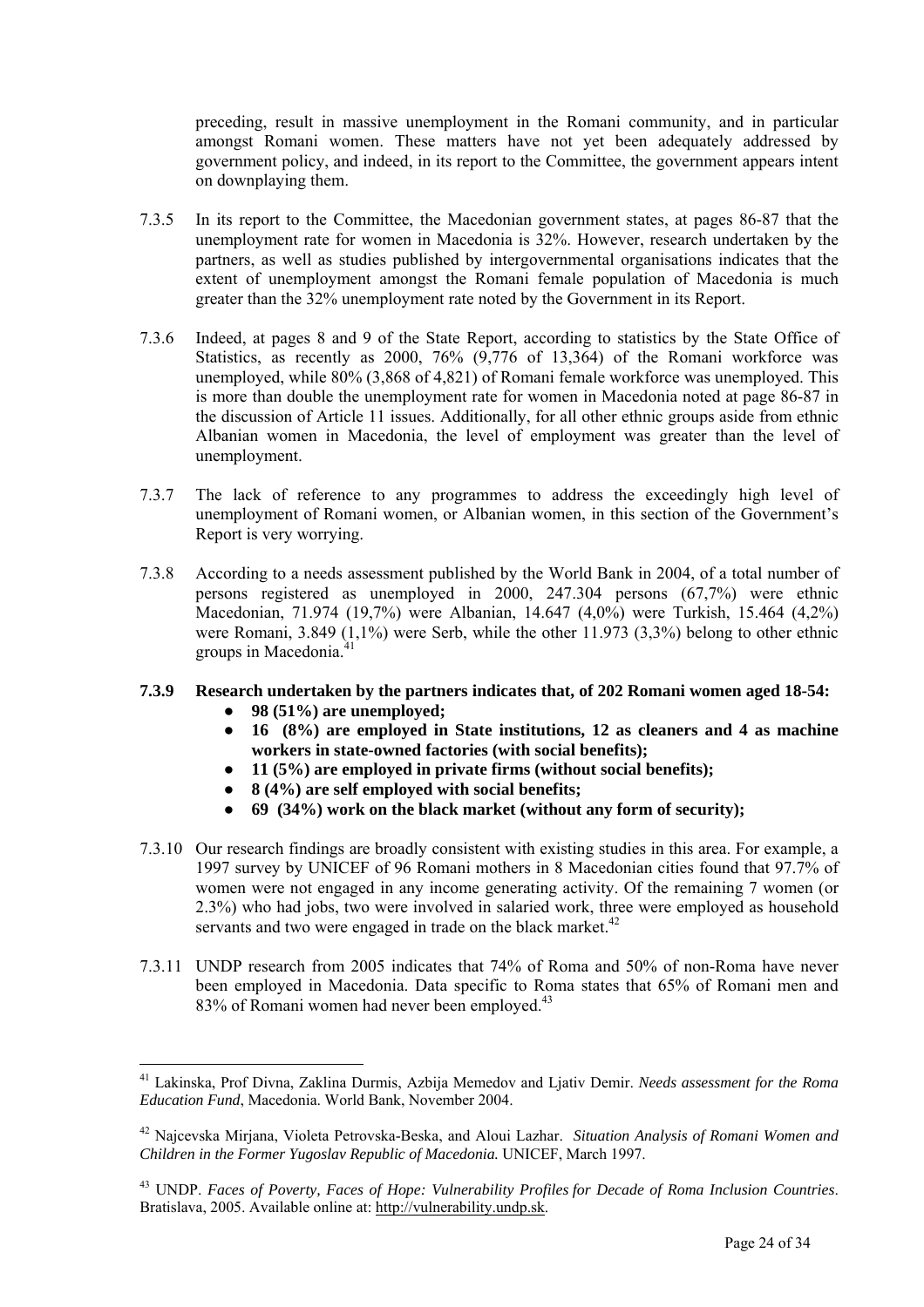preceding, result in massive unemployment in the Romani community, and in particular amongst Romani women. These matters have not yet been adequately addressed by government policy, and indeed, in its report to the Committee, the government appears intent on downplaying them.

7.3.5 In its report to the Committee, the Macedonian government states, at pages 86-87 that the unemployment rate for women in Macedonia is 32%. However, research undertaken by the partners, as well as studies published by intergovernmental organisations indicates that the extent of unemployment amongst the Romani female population of Macedonia is much greater than the 32% unemployment rate noted by the Government in its Report.

7.3.6 Indeed, at pages 8 and 9 of the State Report, according to statistics by the State Office of Statistics, as recently as 2000, 76% (9,776 of 13,364) of the Romani workforce was unemployed, while 80% (3,868 of 4,821) of Romani female workforce was unemployed. This is more than double the unemployment rate for women in Macedonia noted at page 86-87 in the discussion of Article 11 issues. Additionally, for all other ethnic groups aside from ethnic Albanian women in Macedonia, the level of employment was greater than the level of unemployment.

7.3.7 The lack of reference to any programmes to address the exceedingly high level of unemployment of Romani women, or Albanian women, in this section of the Government's Report is very worrying.

7.3.8 According to a needs assessment published by the World Bank in 2004, of a total number of persons registered as unemployed in 2000, 247.304 persons (67,7%) were ethnic Macedonian, 71.974 (19,7%) were Albanian, 14.647 (4,0%) were Turkish, 15.464 (4,2%) were Romani, 3.849 (1,1%) were Serb, while the other 11.973 (3,3%) belong to other ethnic groups in Macedonia.[41]

**7.3.9 Research undertaken by the partners indicates that, of 202 Romani women aged 18-54:**

- **98 (51%) are unemployed;**
- **16 (8%) are employed in State institutions, 12 as cleaners and 4 as machine workers in state-owned factories (with social benefits);**
- **11 (5%) are employed in private firms (without social benefits);**
- **8 (4%) are self employed with social benefits;**
- **69 (34%) work on the black market (without any form of security);**

7.3.10 Our research findings are broadly consistent with existing studies in this area. For example, a 1997 survey by UNICEF of 96 Romani mothers in 8 Macedonian cities found that 97.7% of women were not engaged in any income generating activity. Of the remaining 7 women (or 2.3%) who had jobs, two were involved in salaried work, three were employed as household servants and two were engaged in trade on the black market.[42]

7.3.11 UNDP research from 2005 indicates that 74% of Roma and 50% of non-Roma have never been employed in Macedonia. Data specific to Roma states that 65% of Romani men and 83% of Romani women had never been employed.[43]

---

[41] Lakinska, Prof Divna, Zaklina Durmis, Azbija Memedov and Ljativ Demir. *Needs assessment for the Roma Education Fund*, Macedonia. World Bank, November 2004.

[42] Najcevska Mirjana, Violeta Petrovska-Beska, and Aloui Lazhar. *Situation Analysis of Romani Women and Children in the Former Yugoslav Republic of Macedonia.* UNICEF, March 1997.

[43] UNDP. *Faces of Poverty, Faces of Hope: Vulnerability Profiles for Decade of Roma Inclusion Countries*. Bratislava, 2005. Available online at: http://vulnerability.undp.sk.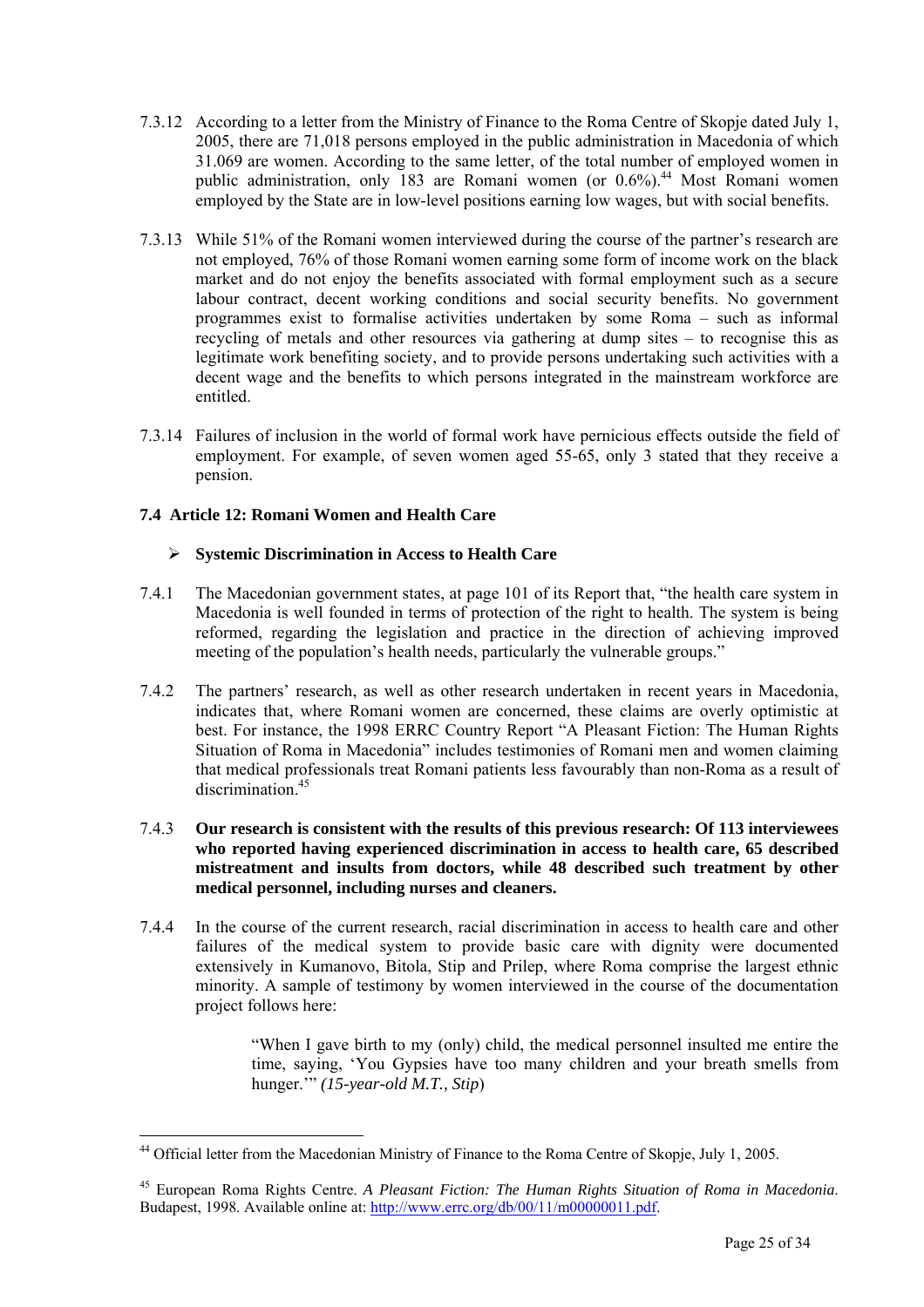7.3.12 According to a letter from the Ministry of Finance to the Roma Centre of Skopje dated July 1, 2005, there are 71,018 persons employed in the public administration in Macedonia of which 31.069 are women. According to the same letter, of the total number of employed women in public administration, only 183 are Romani women (or 0.6%).[44] Most Romani women employed by the State are in low-level positions earning low wages, but with social benefits.

7.3.13 While 51% of the Romani women interviewed during the course of the partner's research are not employed, 76% of those Romani women earning some form of income work on the black market and do not enjoy the benefits associated with formal employment such as a secure labour contract, decent working conditions and social security benefits. No government programmes exist to formalise activities undertaken by some Roma – such as informal recycling of metals and other resources via gathering at dump sites – to recognise this as legitimate work benefiting society, and to provide persons undertaking such activities with a decent wage and the benefits to which persons integrated in the mainstream workforce are entitled.

7.3.14 Failures of inclusion in the world of formal work have pernicious effects outside the field of employment. For example, of seven women aged 55-65, only 3 stated that they receive a pension.

### 7.4 Article 12: Romani Women and Health Care

- **Systemic Discrimination in Access to Health Care**

7.4.1 The Macedonian government states, at page 101 of its Report that, "the health care system in Macedonia is well founded in terms of protection of the right to health. The system is being reformed, regarding the legislation and practice in the direction of achieving improved meeting of the population's health needs, particularly the vulnerable groups."

7.4.2 The partners' research, as well as other research undertaken in recent years in Macedonia, indicates that, where Romani women are concerned, these claims are overly optimistic at best. For instance, the 1998 ERRC Country Report "A Pleasant Fiction: The Human Rights Situation of Roma in Macedonia" includes testimonies of Romani men and women claiming that medical professionals treat Romani patients less favourably than non-Roma as a result of discrimination.[45]

7.4.3 **Our research is consistent with the results of this previous research: Of 113 interviewees who reported having experienced discrimination in access to health care, 65 described mistreatment and insults from doctors, while 48 described such treatment by other medical personnel, including nurses and cleaners.**

7.4.4 In the course of the current research, racial discrimination in access to health care and other failures of the medical system to provide basic care with dignity were documented extensively in Kumanovo, Bitola, Stip and Prilep, where Roma comprise the largest ethnic minority. A sample of testimony by women interviewed in the course of the documentation project follows here:

> "When I gave birth to my (only) child, the medical personnel insulted me entire the time, saying, 'You Gypsies have too many children and your breath smells from hunger.'" *(15-year-old M.T., Stip)*

---

[44] Official letter from the Macedonian Ministry of Finance to the Roma Centre of Skopje, July 1, 2005.

[45] European Roma Rights Centre. *A Pleasant Fiction: The Human Rights Situation of Roma in Macedonia*. Budapest, 1998. Available online at: http://www.errc.org/db/00/11/m00000011.pdf.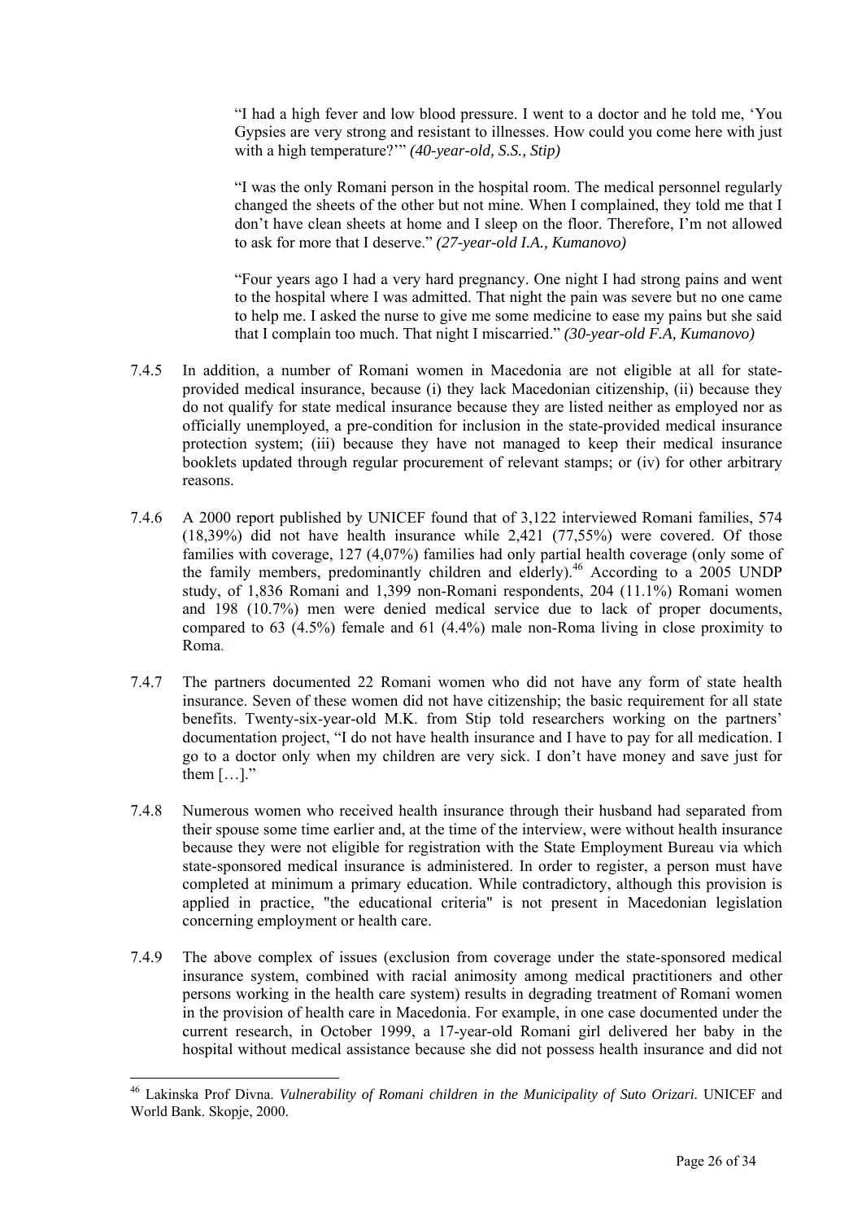> "I had a high fever and low blood pressure. I went to a doctor and he told me, 'You Gypsies are very strong and resistant to illnesses. How could you come here with just with a high temperature?'" *(40-year-old, S.S., Stip)*

> "I was the only Romani person in the hospital room. The medical personnel regularly changed the sheets of the other but not mine. When I complained, they told me that I don't have clean sheets at home and I sleep on the floor. Therefore, I'm not allowed to ask for more that I deserve." *(27-year-old I.A., Kumanovo)*

> "Four years ago I had a very hard pregnancy. One night I had strong pains and went to the hospital where I was admitted. That night the pain was severe but no one came to help me. I asked the nurse to give me some medicine to ease my pains but she said that I complain too much. That night I miscarried." *(30-year-old F.A, Kumanovo)*

7.4.5 In addition, a number of Romani women in Macedonia are not eligible at all for state-provided medical insurance, because (i) they lack Macedonian citizenship, (ii) because they do not qualify for state medical insurance because they are listed neither as employed nor as officially unemployed, a pre-condition for inclusion in the state-provided medical insurance protection system; (iii) because they have not managed to keep their medical insurance booklets updated through regular procurement of relevant stamps; or (iv) for other arbitrary reasons.

7.4.6 A 2000 report published by UNICEF found that of 3,122 interviewed Romani families, 574 (18,39%) did not have health insurance while 2,421 (77,55%) were covered. Of those families with coverage, 127 (4,07%) families had only partial health coverage (only some of the family members, predominantly children and elderly).[46] According to a 2005 UNDP study, of 1,836 Romani and 1,399 non-Romani respondents, 204 (11.1%) Romani women and 198 (10.7%) men were denied medical service due to lack of proper documents, compared to 63 (4.5%) female and 61 (4.4%) male non-Roma living in close proximity to Roma.

7.4.7 The partners documented 22 Romani women who did not have any form of state health insurance. Seven of these women did not have citizenship; the basic requirement for all state benefits. Twenty-six-year-old M.K. from Stip told researchers working on the partners' documentation project, "I do not have health insurance and I have to pay for all medication. I go to a doctor only when my children are very sick. I don't have money and save just for them […]."

7.4.8 Numerous women who received health insurance through their husband had separated from their spouse some time earlier and, at the time of the interview, were without health insurance because they were not eligible for registration with the State Employment Bureau via which state-sponsored medical insurance is administered. In order to register, a person must have completed at minimum a primary education. While contradictory, although this provision is applied in practice, "the educational criteria" is not present in Macedonian legislation concerning employment or health care.

7.4.9 The above complex of issues (exclusion from coverage under the state-sponsored medical insurance system, combined with racial animosity among medical practitioners and other persons working in the health care system) results in degrading treatment of Romani women in the provision of health care in Macedonia. For example, in one case documented under the current research, in October 1999, a 17-year-old Romani girl delivered her baby in the hospital without medical assistance because she did not possess health insurance and did not

---

[46] Lakinska Prof Divna. *Vulnerability of Romani children in the Municipality of Suto Orizari.* UNICEF and World Bank. Skopje, 2000.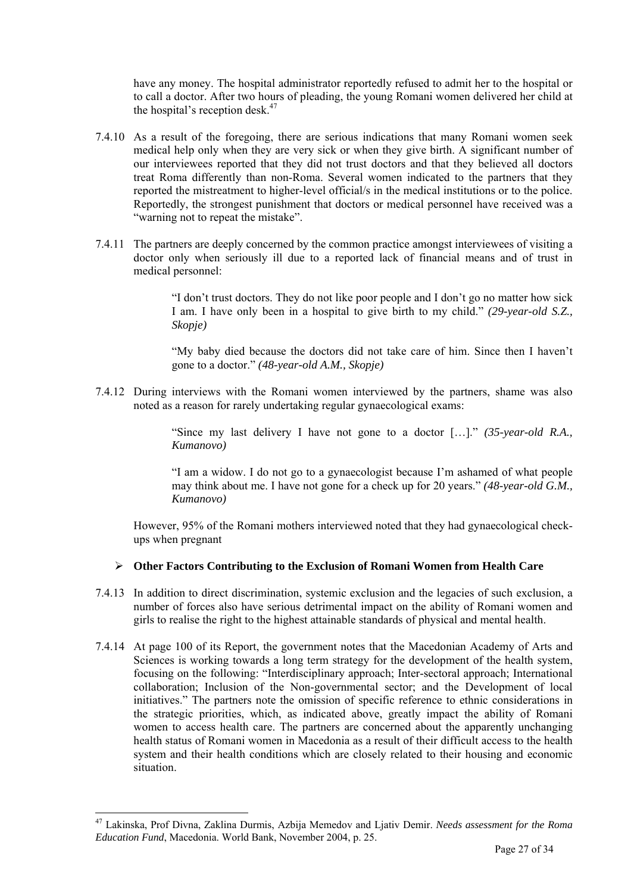have any money. The hospital administrator reportedly refused to admit her to the hospital or to call a doctor. After two hours of pleading, the young Romani women delivered her child at the hospital's reception desk.[47]

7.4.10 As a result of the foregoing, there are serious indications that many Romani women seek medical help only when they are very sick or when they give birth. A significant number of our interviewees reported that they did not trust doctors and that they believed all doctors treat Roma differently than non-Roma. Several women indicated to the partners that they reported the mistreatment to higher-level official/s in the medical institutions or to the police. Reportedly, the strongest punishment that doctors or medical personnel have received was a "warning not to repeat the mistake".

7.4.11 The partners are deeply concerned by the common practice amongst interviewees of visiting a doctor only when seriously ill due to a reported lack of financial means and of trust in medical personnel:

> "I don't trust doctors. They do not like poor people and I don't go no matter how sick I am. I have only been in a hospital to give birth to my child." *(29-year-old S.Z., Skopje)*
>
> "My baby died because the doctors did not take care of him. Since then I haven't gone to a doctor." *(48-year-old A.M., Skopje)*

7.4.12 During interviews with the Romani women interviewed by the partners, shame was also noted as a reason for rarely undertaking regular gynaecological exams:

> "Since my last delivery I have not gone to a doctor […]." *(35-year-old R.A., Kumanovo)*
>
> "I am a widow. I do not go to a gynaecologist because I'm ashamed of what people may think about me. I have not gone for a check up for 20 years." *(48-year-old G.M., Kumanovo)*

However, 95% of the Romani mothers interviewed noted that they had gynaecological check-ups when pregnant

- **Other Factors Contributing to the Exclusion of Romani Women from Health Care**

7.4.13 In addition to direct discrimination, systemic exclusion and the legacies of such exclusion, a number of forces also have serious detrimental impact on the ability of Romani women and girls to realise the right to the highest attainable standards of physical and mental health.

7.4.14 At page 100 of its Report, the government notes that the Macedonian Academy of Arts and Sciences is working towards a long term strategy for the development of the health system, focusing on the following: "Interdisciplinary approach; Inter-sectoral approach; International collaboration; Inclusion of the Non-governmental sector; and the Development of local initiatives." The partners note the omission of specific reference to ethnic considerations in the strategic priorities, which, as indicated above, greatly impact the ability of Romani women to access health care. The partners are concerned about the apparently unchanging health status of Romani women in Macedonia as a result of their difficult access to the health system and their health conditions which are closely related to their housing and economic situation.

[47] Lakinska, Prof Divna, Zaklina Durmis, Azbija Memedov and Ljativ Demir. *Needs assessment for the Roma Education Fund*, Macedonia. World Bank, November 2004, p. 25.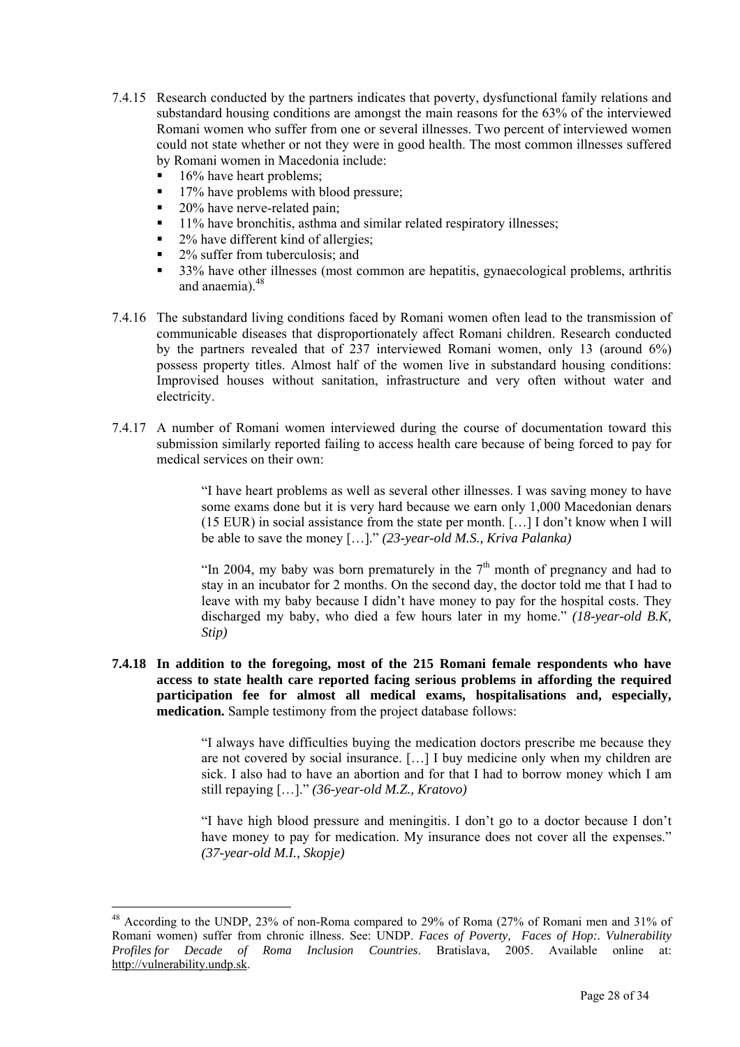7.4.15 Research conducted by the partners indicates that poverty, dysfunctional family relations and substandard housing conditions are amongst the main reasons for the 63% of the interviewed Romani women who suffer from one or several illnesses. Two percent of interviewed women could not state whether or not they were in good health. The most common illnesses suffered by Romani women in Macedonia include:

- 16% have heart problems;
- 17% have problems with blood pressure;
- 20% have nerve-related pain;
- 11% have bronchitis, asthma and similar related respiratory illnesses;
- 2% have different kind of allergies;
- 2% suffer from tuberculosis; and
- 33% have other illnesses (most common are hepatitis, gynaecological problems, arthritis and anaemia).[48]

7.4.16 The substandard living conditions faced by Romani women often lead to the transmission of communicable diseases that disproportionately affect Romani children. Research conducted by the partners revealed that of 237 interviewed Romani women, only 13 (around 6%) possess property titles. Almost half of the women live in substandard housing conditions: Improvised houses without sanitation, infrastructure and very often without water and electricity.

7.4.17 A number of Romani women interviewed during the course of documentation toward this submission similarly reported failing to access health care because of being forced to pay for medical services on their own:

> "I have heart problems as well as several other illnesses. I was saving money to have some exams done but it is very hard because we earn only 1,000 Macedonian denars (15 EUR) in social assistance from the state per month. […] I don't know when I will be able to save the money […]." *(23-year-old M.S., Kriva Palanka)*
>
> "In 2004, my baby was born prematurely in the 7th month of pregnancy and had to stay in an incubator for 2 months. On the second day, the doctor told me that I had to leave with my baby because I didn't have money to pay for the hospital costs. They discharged my baby, who died a few hours later in my home." *(18-year-old B.K, Stip)*

**7.4.18 In addition to the foregoing, most of the 215 Romani female respondents who have access to state health care reported facing serious problems in affording the required participation fee for almost all medical exams, hospitalisations and, especially, medication.** Sample testimony from the project database follows:

> "I always have difficulties buying the medication doctors prescribe me because they are not covered by social insurance. […] I buy medicine only when my children are sick. I also had to have an abortion and for that I had to borrow money which I am still repaying […]." *(36-year-old M.Z., Kratovo)*
>
> "I have high blood pressure and meningitis. I don't go to a doctor because I don't have money to pay for medication. My insurance does not cover all the expenses." *(37-year-old M.I., Skopje)*

---

[48] According to the UNDP, 23% of non-Roma compared to 29% of Roma (27% of Romani men and 31% of Romani women) suffer from chronic illness. See: UNDP. *Faces of Poverty, Faces of Hop:. Vulnerability Profiles for Decade of Roma Inclusion Countries*. Bratislava, 2005. Available online at: http://vulnerability.undp.sk.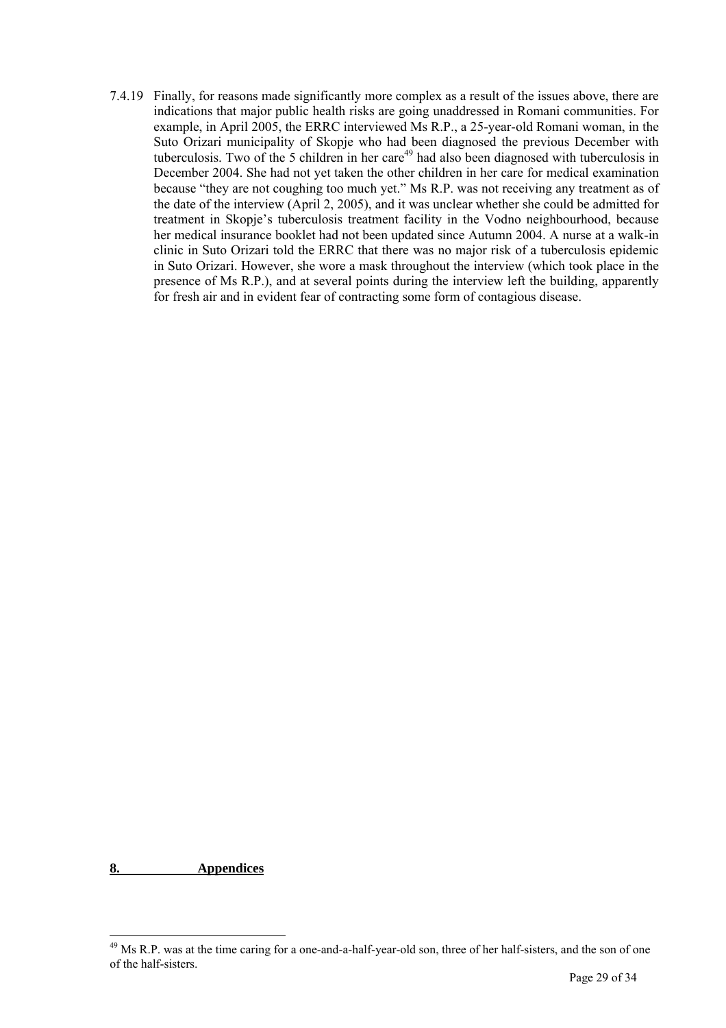7.4.19 Finally, for reasons made significantly more complex as a result of the issues above, there are indications that major public health risks are going unaddressed in Romani communities. For example, in April 2005, the ERRC interviewed Ms R.P., a 25-year-old Romani woman, in the Suto Orizari municipality of Skopje who had been diagnosed the previous December with tuberculosis. Two of the 5 children in her care[49] had also been diagnosed with tuberculosis in December 2004. She had not yet taken the other children in her care for medical examination because "they are not coughing too much yet." Ms R.P. was not receiving any treatment as of the date of the interview (April 2, 2005), and it was unclear whether she could be admitted for treatment in Skopje's tuberculosis treatment facility in the Vodno neighbourhood, because her medical insurance booklet had not been updated since Autumn 2004. A nurse at a walk-in clinic in Suto Orizari told the ERRC that there was no major risk of a tuberculosis epidemic in Suto Orizari. However, she wore a mask throughout the interview (which took place in the presence of Ms R.P.), and at several points during the interview left the building, apparently for fresh air and in evident fear of contracting some form of contagious disease.

## 8. Appendices

[49] Ms R.P. was at the time caring for a one-and-a-half-year-old son, three of her half-sisters, and the son of one of the half-sisters.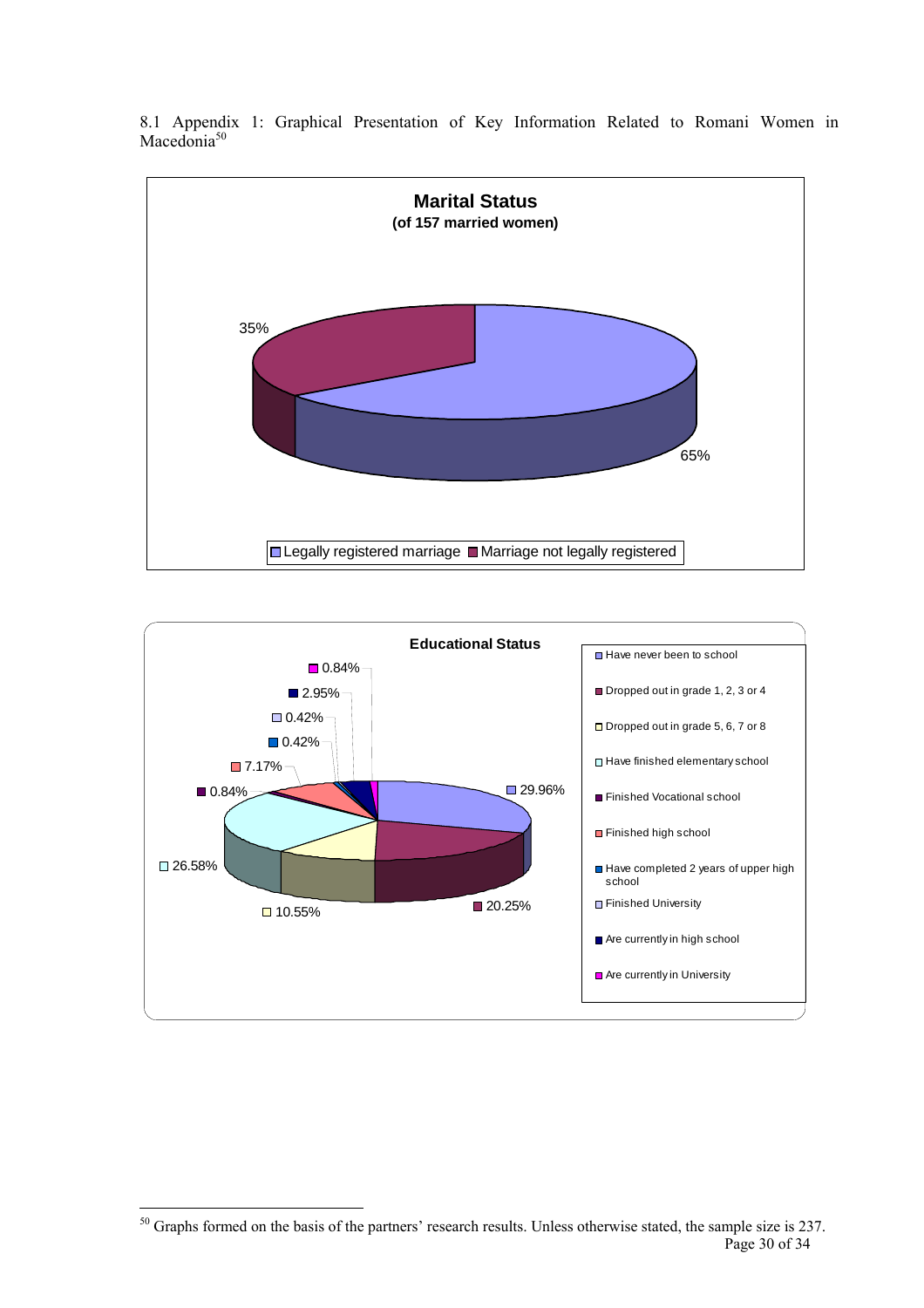## 8.1 Appendix 1: Graphical Presentation of Key Information Related to Romani Women in Macedonia[50]

**Marital Status**
**(of 157 married women)**

| Category | Percentage |
|---|---|
| Legally registered marriage | 65% |
| Marriage not legally registered | 35% |

**Educational Status**

| Category | Percentage |
|---|---|
| Have never been to school | 29.96% |
| Dropped out in grade 1, 2, 3 or 4 | 20.25% |
| Dropped out in grade 5, 6, 7 or 8 | 10.55% |
| Have finished elementary school | 26.58% |
| Finished Vocational school | 0.84% |
| Finished high school | 7.17% |
| Have completed 2 years of upper high school | 0.42% |
| Finished University | 0.42% |
| Are currently in high school | 2.95% |
| Are currently in University | 0.84% |

[50] Graphs formed on the basis of the partners' research results. Unless otherwise stated, the sample size is 237.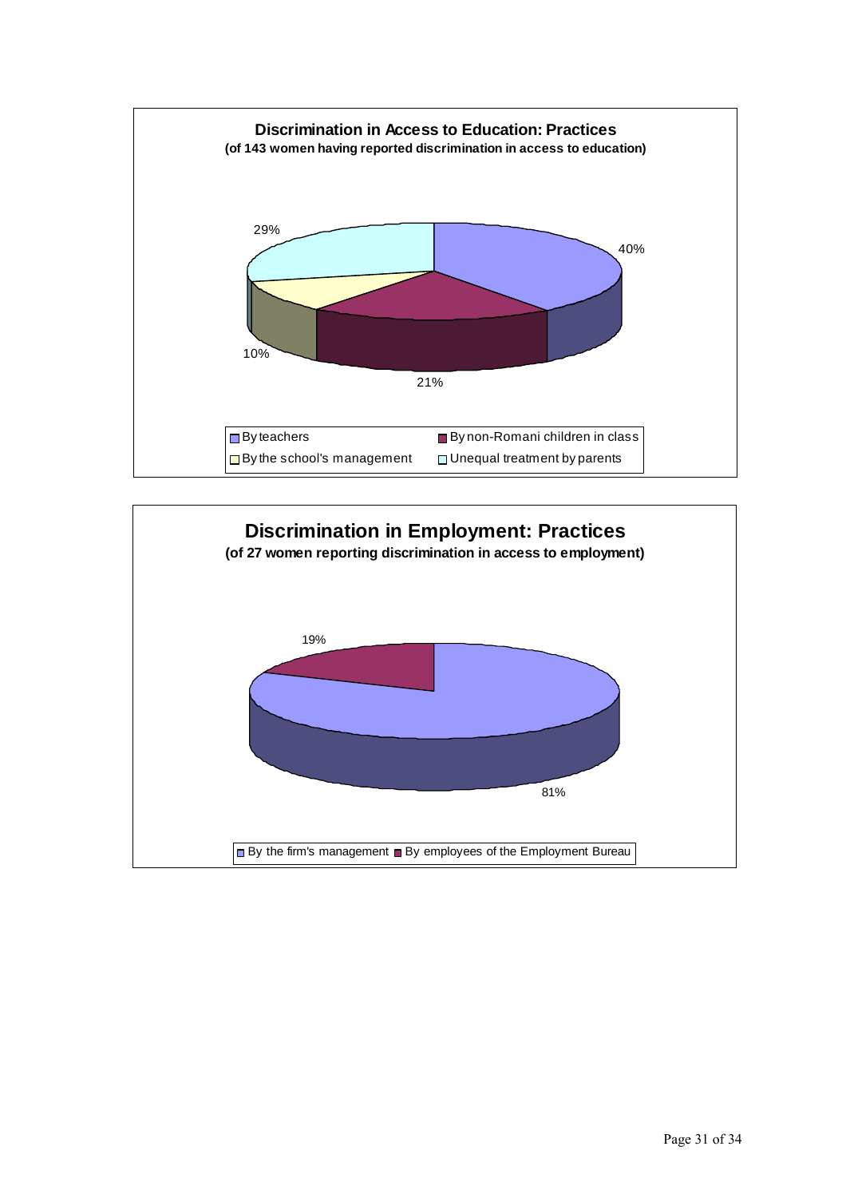**Discrimination in Access to Education: Practices**
**(of 143 women having reported discrimination in access to education)**

| Practice | % |
| --- | --- |
| By teachers | 40% |
| By non-Romani children in class | 21% |
| By the school's management | 10% |
| Unequal treatment by parents | 29% |

**Discrimination in Employment: Practices**
**(of 27 women reporting discrimination in access to employment)**

| Practice | % |
| --- | --- |
| By the firm's management | 81% |
| By employees of the Employment Bureau | 19% |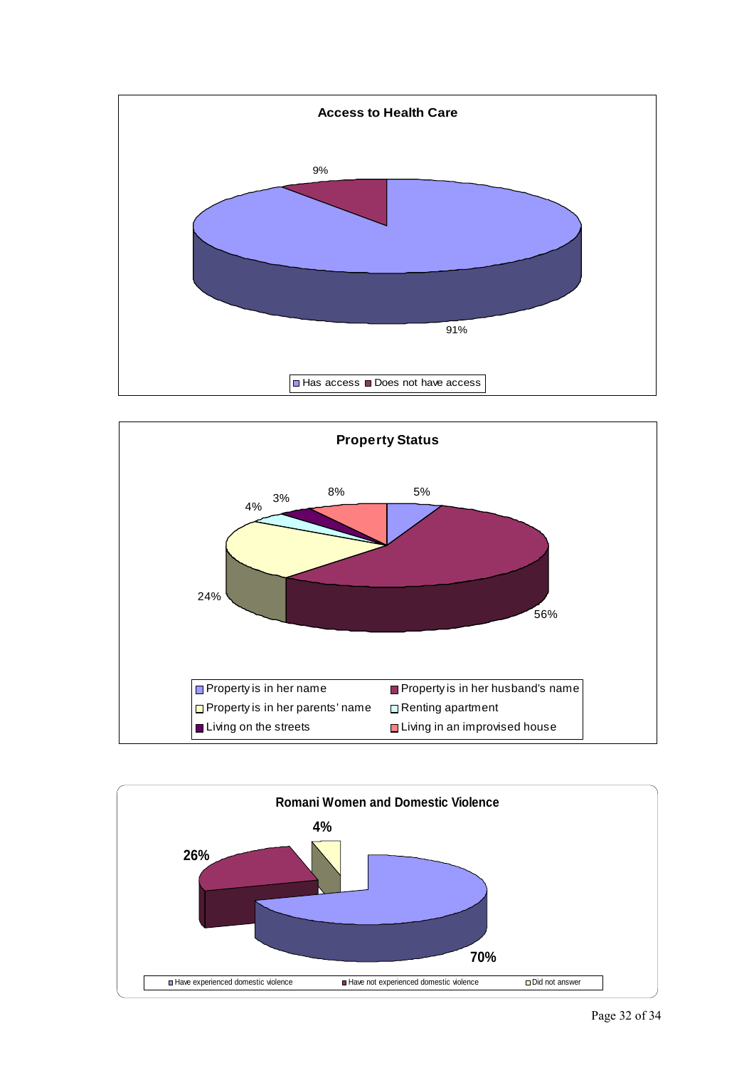**Access to Health Care**

| Category | Percentage |
| --- | --- |
| Has access | 91% |
| Does not have access | 9% |

**Property Status**

| Category | Percentage |
| --- | --- |
| Property is in her name | 5% |
| Property is in her husband's name | 56% |
| Property is in her parents' name | 24% |
| Renting apartment | 4% |
| Living on the streets | 3% |
| Living in an improvised house | 8% |

**Romani Women and Domestic Violence**

| Category | Percentage |
| --- | --- |
| Have experienced domestic violence | 70% |
| Have not experienced domestic violence | 26% |
| Did not answer | 4% |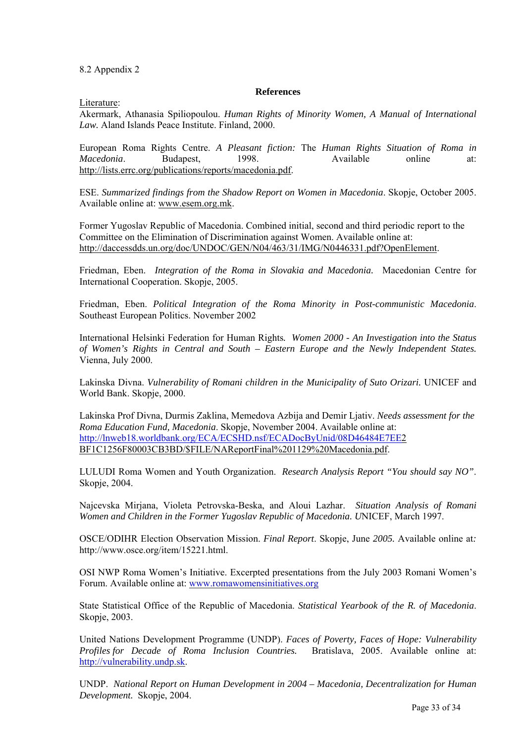8.2 Appendix 2

## References

Literature:

Akermark, Athanasia Spiliopoulou. *Human Rights of Minority Women, A Manual of International Law.* Aland Islands Peace Institute. Finland, 2000.

European Roma Rights Centre. *A Pleasant fiction:* The *Human Rights Situation of Roma in Macedonia*. Budapest, 1998. Available online at: http://lists.errc.org/publications/reports/macedonia.pdf.

ESE. *Summarized findings from the Shadow Report on Women in Macedonia*. Skopje, October 2005. Available online at: www.esem.org.mk.

Former Yugoslav Republic of Macedonia. Combined initial, second and third periodic report to the Committee on the Elimination of Discrimination against Women. Available online at: http://daccessdds.un.org/doc/UNDOC/GEN/N04/463/31/IMG/N0446331.pdf?OpenElement.

Friedman, Eben. *Integration of the Roma in Slovakia and Macedonia.* Macedonian Centre for International Cooperation. Skopje, 2005.

Friedman, Eben. *Political Integration of the Roma Minority in Post-communistic Macedonia*. Southeast European Politics. November 2002

International Helsinki Federation for Human Rights*. Women 2000 - An Investigation into the Status of Women's Rights in Central and South – Eastern Europe and the Newly Independent States.* Vienna, July 2000.

Lakinska Divna. *Vulnerability of Romani children in the Municipality of Suto Orizari.* UNICEF and World Bank. Skopje, 2000.

Lakinska Prof Divna, Durmis Zaklina, Memedova Azbija and Demir Ljativ. *Needs assessment for the Roma Education Fund, Macedonia*. Skopje, November 2004. Available online at: http://lnweb18.worldbank.org/ECA/ECSHD.nsf/ECADocByUnid/08D46484E7EE2BF1C1256F80003CB3BD/$FILE/NAReportFinal%201129%20Macedonia.pdf.

LULUDI Roma Women and Youth Organization. *Research Analysis Report "You should say NO"*. Skopje, 2004.

Najcevska Mirjana, Violeta Petrovska-Beska, and Aloui Lazhar. *Situation Analysis of Romani Women and Children in the Former Yugoslav Republic of Macedonia. U*NICEF, March 1997.

OSCE/ODIHR Election Observation Mission. *Final Report*. Skopje, June *2005.* Available online at*:* http://www.osce.org/item/15221.html.

OSI NWP Roma Women's Initiative. Excerpted presentations from the July 2003 Romani Women's Forum. Available online at: www.romawomensinitiatives.org

State Statistical Office of the Republic of Macedonia. *Statistical Yearbook of the R. of Macedonia*. Skopje, 2003.

United Nations Development Programme (UNDP). *Faces of Poverty, Faces of Hope: Vulnerability Profiles for Decade of Roma Inclusion Countries.* Bratislava, 2005. Available online at: http://vulnerability.undp.sk.

UNDP. *National Report on Human Development in 2004 – Macedonia, Decentralization for Human Development.* Skopje, 2004.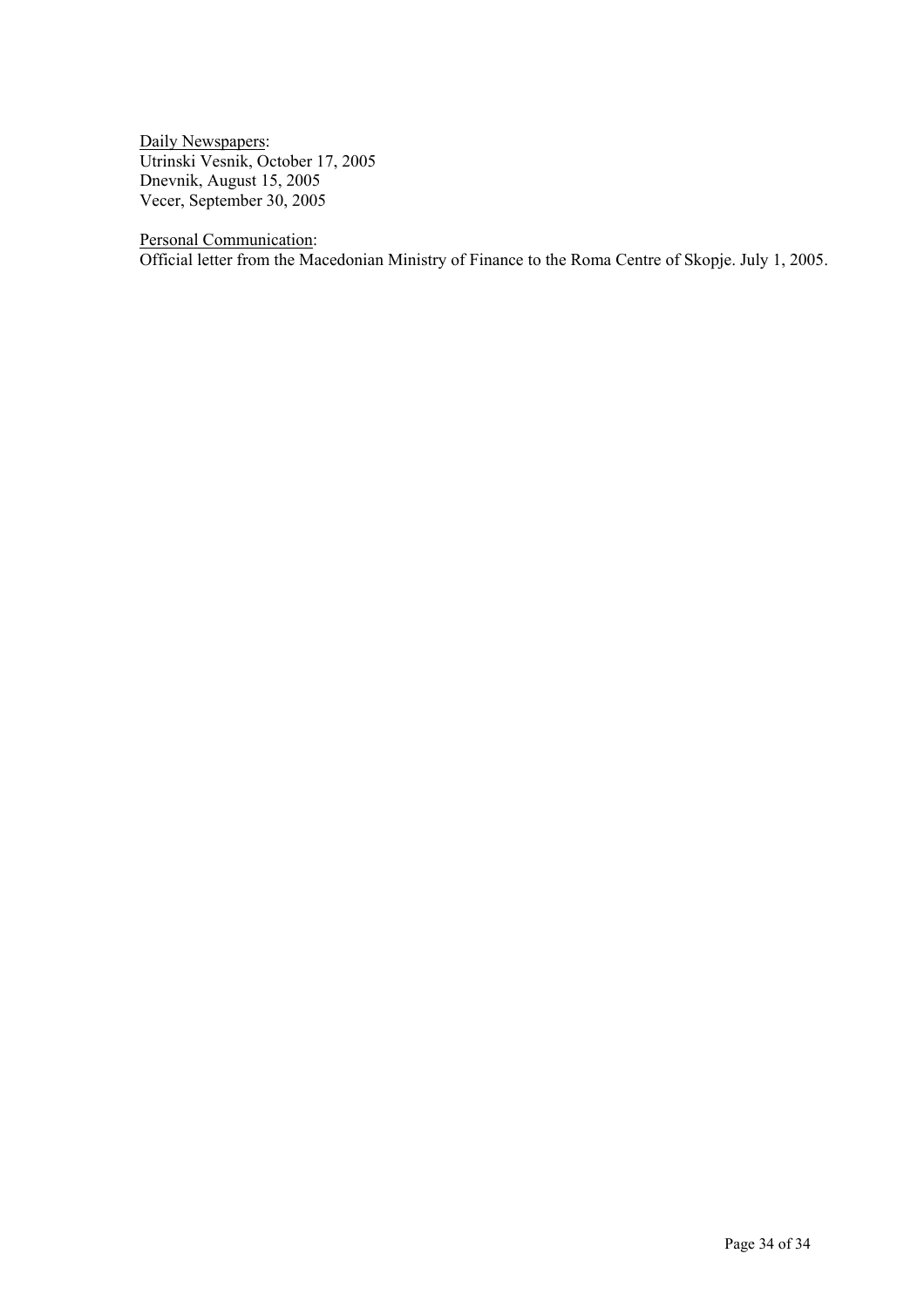Daily Newspapers:
Utrinski Vesnik, October 17, 2005
Dnevnik, August 15, 2005
Vecer, September 30, 2005

Personal Communication:
Official letter from the Macedonian Ministry of Finance to the Roma Centre of Skopje. July 1, 2005.